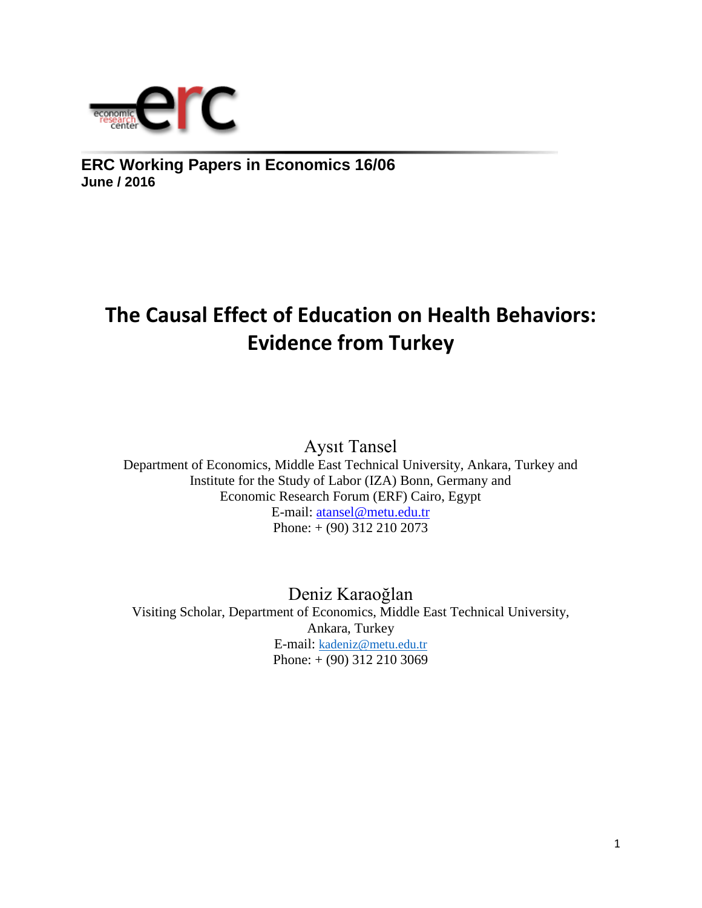**ERC Working Papers in Economics 16/06**
**June / 2016**

# The Causal Effect of Education on Health Behaviors: Evidence from Turkey

Aysıt Tansel
Department of Economics, Middle East Technical University, Ankara, Turkey and
Institute for the Study of Labor (IZA) Bonn, Germany and
Economic Research Forum (ERF) Cairo, Egypt
E-mail: atansel@metu.edu.tr
Phone: + (90) 312 210 2073

Deniz Karaoğlan
Visiting Scholar, Department of Economics, Middle East Technical University,
Ankara, Turkey
E-mail: kadeniz@metu.edu.tr
Phone: + (90) 312 210 3069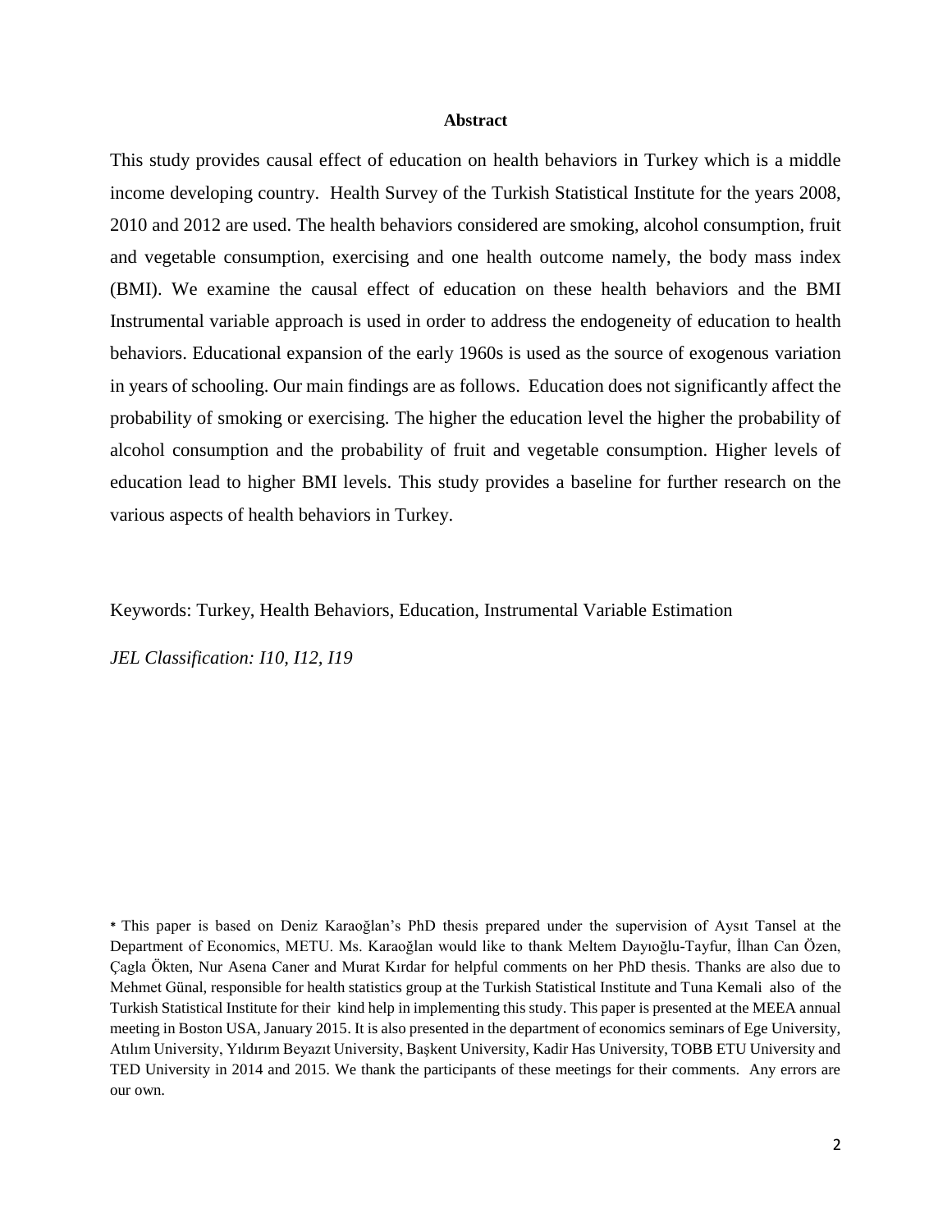**Abstract**

This study provides causal effect of education on health behaviors in Turkey which is a middle income developing country. Health Survey of the Turkish Statistical Institute for the years 2008, 2010 and 2012 are used. The health behaviors considered are smoking, alcohol consumption, fruit and vegetable consumption, exercising and one health outcome namely, the body mass index (BMI). We examine the causal effect of education on these health behaviors and the BMI Instrumental variable approach is used in order to address the endogeneity of education to health behaviors. Educational expansion of the early 1960s is used as the source of exogenous variation in years of schooling. Our main findings are as follows. Education does not significantly affect the probability of smoking or exercising. The higher the education level the higher the probability of alcohol consumption and the probability of fruit and vegetable consumption. Higher levels of education lead to higher BMI levels. This study provides a baseline for further research on the various aspects of health behaviors in Turkey.

Keywords: Turkey, Health Behaviors, Education, Instrumental Variable Estimation

*JEL Classification: I10, I12, I19*

* This paper is based on Deniz Karaoğlan's PhD thesis prepared under the supervision of Aysıt Tansel at the Department of Economics, METU. Ms. Karaoğlan would like to thank Meltem Dayıoğlu-Tayfur, İlhan Can Özen, Çagla Ökten, Nur Asena Caner and Murat Kırdar for helpful comments on her PhD thesis. Thanks are also due to Mehmet Günal, responsible for health statistics group at the Turkish Statistical Institute and Tuna Kemali also of the Turkish Statistical Institute for their kind help in implementing this study. This paper is presented at the MEEA annual meeting in Boston USA, January 2015. It is also presented in the department of economics seminars of Ege University, Atılım University, Yıldırım Beyazıt University, Başkent University, Kadir Has University, TOBB ETU University and TED University in 2014 and 2015. We thank the participants of these meetings for their comments. Any errors are our own.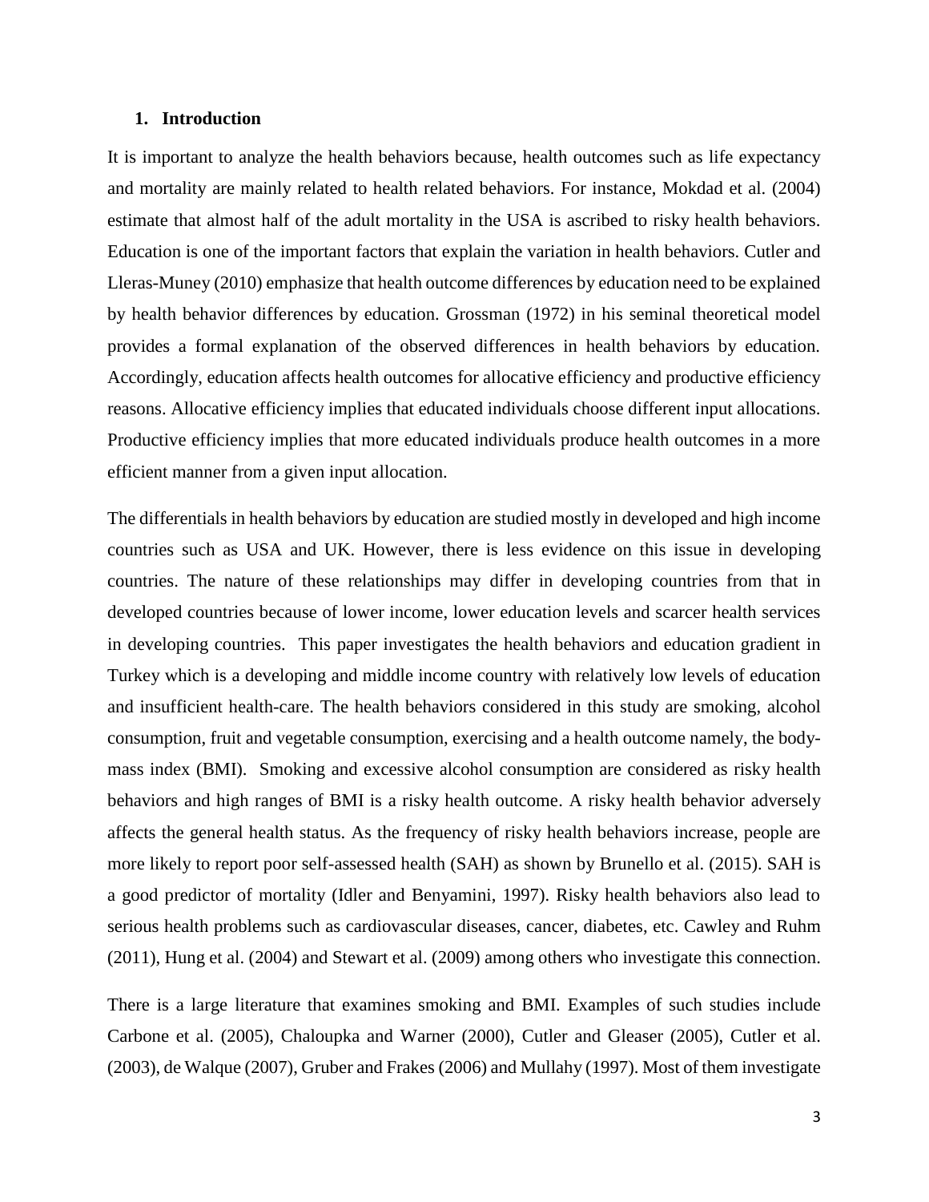## 1. Introduction

It is important to analyze the health behaviors because, health outcomes such as life expectancy and mortality are mainly related to health related behaviors. For instance, Mokdad et al. (2004) estimate that almost half of the adult mortality in the USA is ascribed to risky health behaviors. Education is one of the important factors that explain the variation in health behaviors. Cutler and Lleras-Muney (2010) emphasize that health outcome differences by education need to be explained by health behavior differences by education. Grossman (1972) in his seminal theoretical model provides a formal explanation of the observed differences in health behaviors by education. Accordingly, education affects health outcomes for allocative efficiency and productive efficiency reasons. Allocative efficiency implies that educated individuals choose different input allocations. Productive efficiency implies that more educated individuals produce health outcomes in a more efficient manner from a given input allocation.

The differentials in health behaviors by education are studied mostly in developed and high income countries such as USA and UK. However, there is less evidence on this issue in developing countries. The nature of these relationships may differ in developing countries from that in developed countries because of lower income, lower education levels and scarcer health services in developing countries. This paper investigates the health behaviors and education gradient in Turkey which is a developing and middle income country with relatively low levels of education and insufficient health-care. The health behaviors considered in this study are smoking, alcohol consumption, fruit and vegetable consumption, exercising and a health outcome namely, the body-mass index (BMI). Smoking and excessive alcohol consumption are considered as risky health behaviors and high ranges of BMI is a risky health outcome. A risky health behavior adversely affects the general health status. As the frequency of risky health behaviors increase, people are more likely to report poor self-assessed health (SAH) as shown by Brunello et al. (2015). SAH is a good predictor of mortality (Idler and Benyamini, 1997). Risky health behaviors also lead to serious health problems such as cardiovascular diseases, cancer, diabetes, etc. Cawley and Ruhm (2011), Hung et al. (2004) and Stewart et al. (2009) among others who investigate this connection.

There is a large literature that examines smoking and BMI. Examples of such studies include Carbone et al. (2005), Chaloupka and Warner (2000), Cutler and Gleaser (2005), Cutler et al. (2003), de Walque (2007), Gruber and Frakes (2006) and Mullahy (1997). Most of them investigate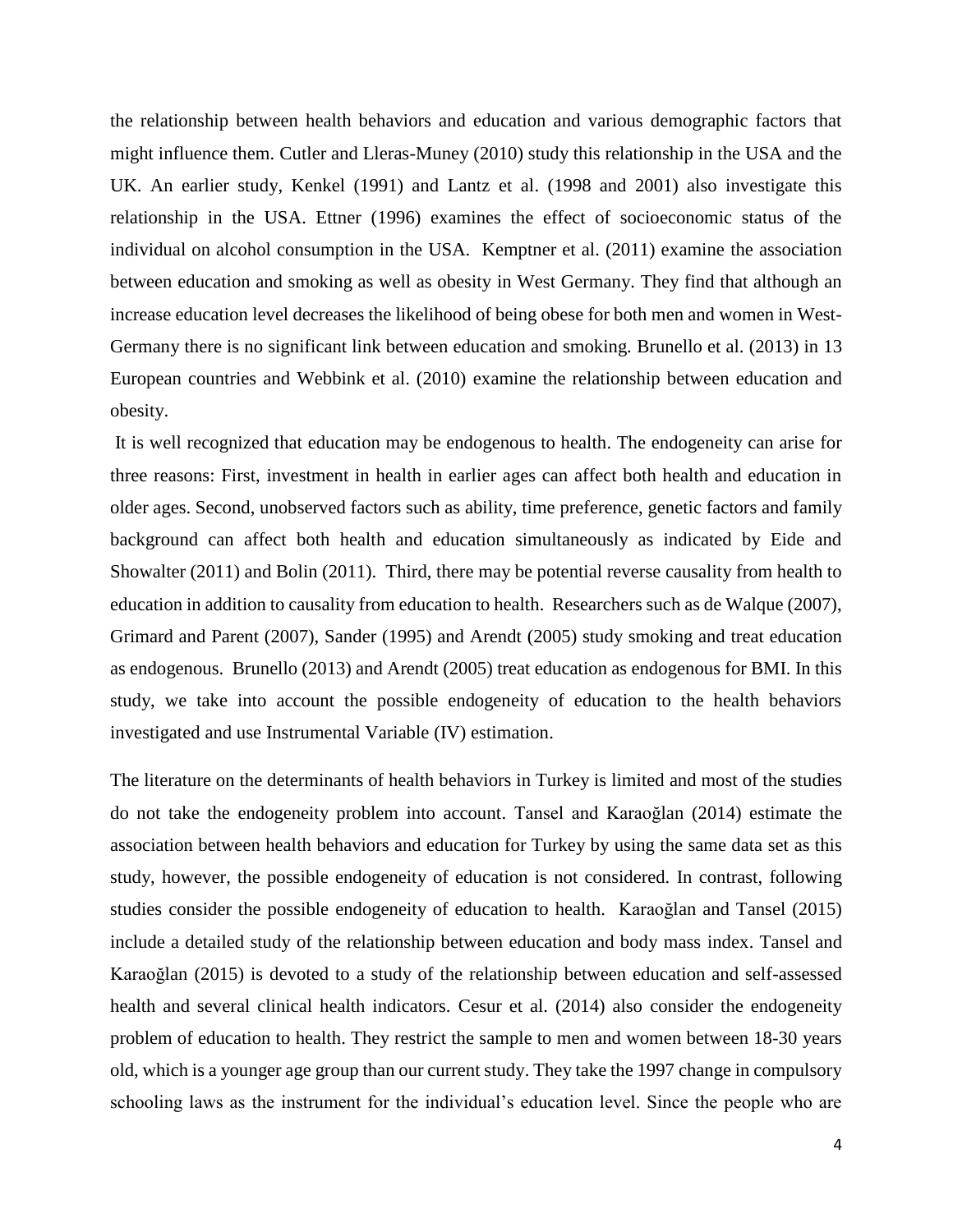the relationship between health behaviors and education and various demographic factors that might influence them. Cutler and Lleras-Muney (2010) study this relationship in the USA and the UK. An earlier study, Kenkel (1991) and Lantz et al. (1998 and 2001) also investigate this relationship in the USA. Ettner (1996) examines the effect of socioeconomic status of the individual on alcohol consumption in the USA. Kemptner et al. (2011) examine the association between education and smoking as well as obesity in West Germany. They find that although an increase education level decreases the likelihood of being obese for both men and women in West-Germany there is no significant link between education and smoking. Brunello et al. (2013) in 13 European countries and Webbink et al. (2010) examine the relationship between education and obesity.

It is well recognized that education may be endogenous to health. The endogeneity can arise for three reasons: First, investment in health in earlier ages can affect both health and education in older ages. Second, unobserved factors such as ability, time preference, genetic factors and family background can affect both health and education simultaneously as indicated by Eide and Showalter (2011) and Bolin (2011). Third, there may be potential reverse causality from health to education in addition to causality from education to health. Researchers such as de Walque (2007), Grimard and Parent (2007), Sander (1995) and Arendt (2005) study smoking and treat education as endogenous. Brunello (2013) and Arendt (2005) treat education as endogenous for BMI. In this study, we take into account the possible endogeneity of education to the health behaviors investigated and use Instrumental Variable (IV) estimation.

The literature on the determinants of health behaviors in Turkey is limited and most of the studies do not take the endogeneity problem into account. Tansel and Karaoğlan (2014) estimate the association between health behaviors and education for Turkey by using the same data set as this study, however, the possible endogeneity of education is not considered. In contrast, following studies consider the possible endogeneity of education to health. Karaoğlan and Tansel (2015) include a detailed study of the relationship between education and body mass index. Tansel and Karaoğlan (2015) is devoted to a study of the relationship between education and self-assessed health and several clinical health indicators. Cesur et al. (2014) also consider the endogeneity problem of education to health. They restrict the sample to men and women between 18-30 years old, which is a younger age group than our current study. They take the 1997 change in compulsory schooling laws as the instrument for the individual's education level. Since the people who are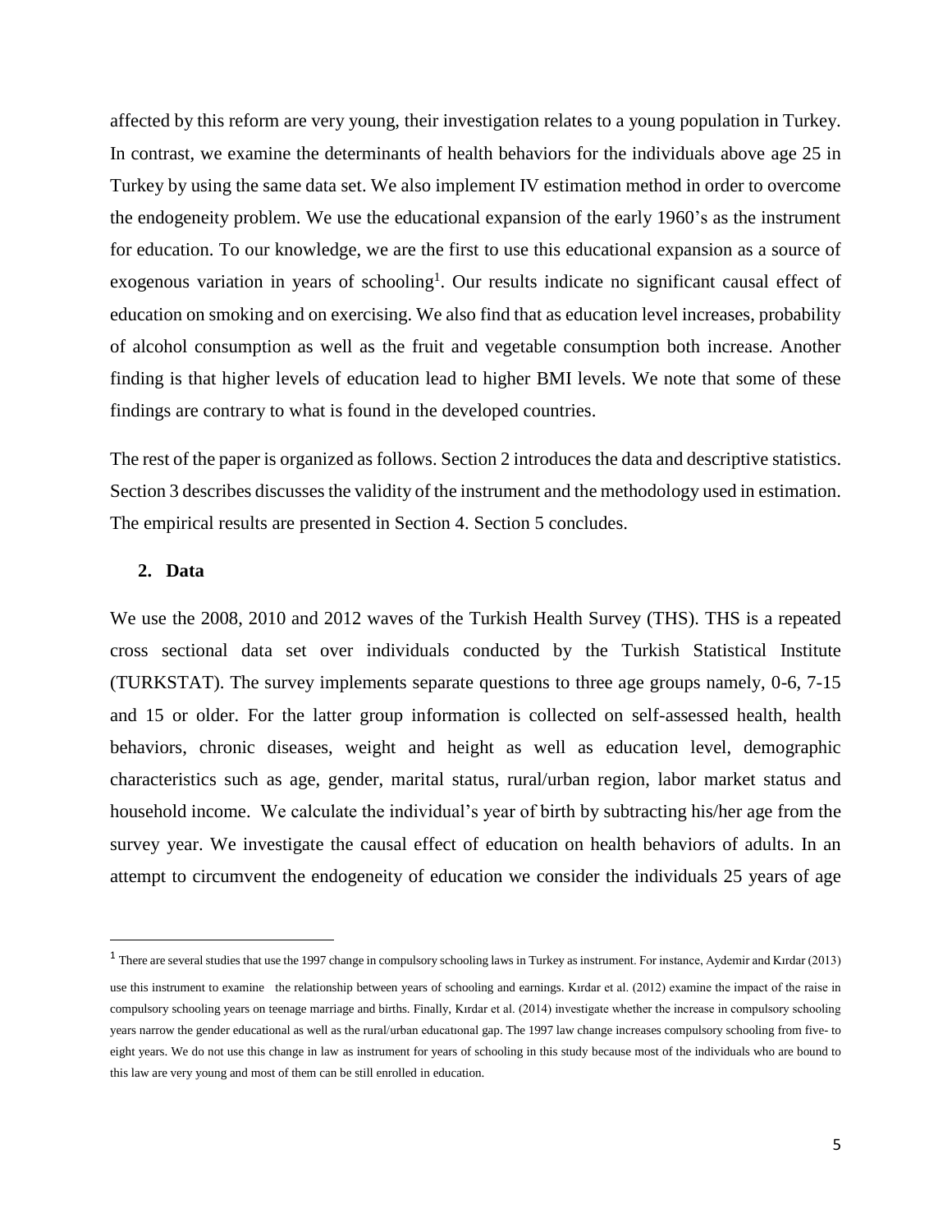affected by this reform are very young, their investigation relates to a young population in Turkey. In contrast, we examine the determinants of health behaviors for the individuals above age 25 in Turkey by using the same data set. We also implement IV estimation method in order to overcome the endogeneity problem. We use the educational expansion of the early 1960's as the instrument for education. To our knowledge, we are the first to use this educational expansion as a source of exogenous variation in years of schooling[1]. Our results indicate no significant causal effect of education on smoking and on exercising. We also find that as education level increases, probability of alcohol consumption as well as the fruit and vegetable consumption both increase. Another finding is that higher levels of education lead to higher BMI levels. We note that some of these findings are contrary to what is found in the developed countries.

The rest of the paper is organized as follows. Section 2 introduces the data and descriptive statistics. Section 3 describes discusses the validity of the instrument and the methodology used in estimation. The empirical results are presented in Section 4. Section 5 concludes.

## 2. Data

We use the 2008, 2010 and 2012 waves of the Turkish Health Survey (THS). THS is a repeated cross sectional data set over individuals conducted by the Turkish Statistical Institute (TURKSTAT). The survey implements separate questions to three age groups namely, 0-6, 7-15 and 15 or older. For the latter group information is collected on self-assessed health, health behaviors, chronic diseases, weight and height as well as education level, demographic characteristics such as age, gender, marital status, rural/urban region, labor market status and household income. We calculate the individual's year of birth by subtracting his/her age from the survey year. We investigate the causal effect of education on health behaviors of adults. In an attempt to circumvent the endogeneity of education we consider the individuals 25 years of age

---

[1] There are several studies that use the 1997 change in compulsory schooling laws in Turkey as instrument. For instance, Aydemir and Kırdar (2013) use this instrument to examine the relationship between years of schooling and earnings. Kırdar et al. (2012) examine the impact of the raise in compulsory schooling years on teenage marriage and births. Finally, Kırdar et al. (2014) investigate whether the increase in compulsory schooling years narrow the gender educational as well as the rural/urban educatıonal gap. The 1997 law change increases compulsory schooling from five- to eight years. We do not use this change in law as instrument for years of schooling in this study because most of the individuals who are bound to this law are very young and most of them can be still enrolled in education.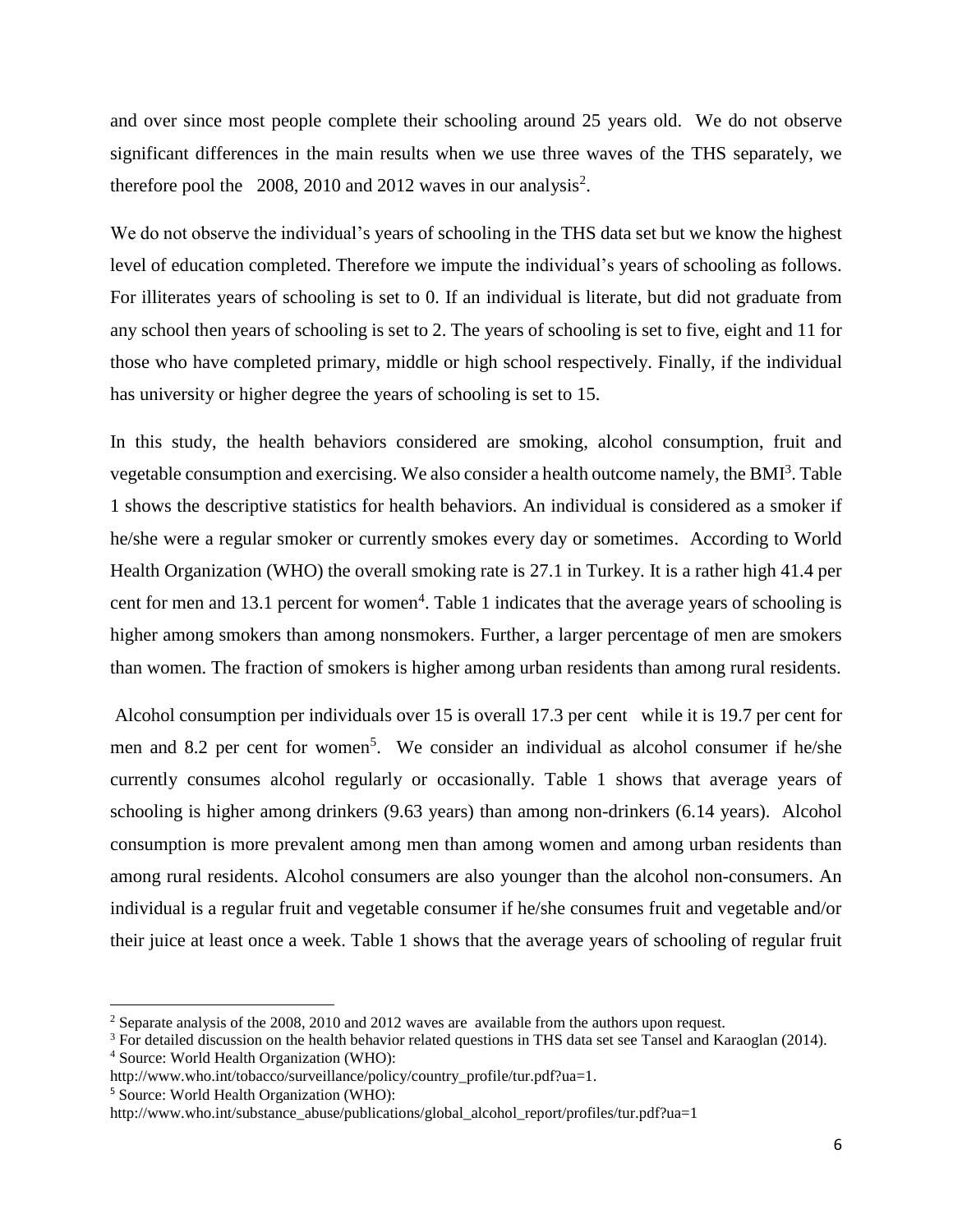and over since most people complete their schooling around 25 years old. We do not observe significant differences in the main results when we use three waves of the THS separately, we therefore pool the 2008, 2010 and 2012 waves in our analysis[2].

We do not observe the individual's years of schooling in the THS data set but we know the highest level of education completed. Therefore we impute the individual's years of schooling as follows. For illiterates years of schooling is set to 0. If an individual is literate, but did not graduate from any school then years of schooling is set to 2. The years of schooling is set to five, eight and 11 for those who have completed primary, middle or high school respectively. Finally, if the individual has university or higher degree the years of schooling is set to 15.

In this study, the health behaviors considered are smoking, alcohol consumption, fruit and vegetable consumption and exercising. We also consider a health outcome namely, the BMI[3]. Table 1 shows the descriptive statistics for health behaviors. An individual is considered as a smoker if he/she were a regular smoker or currently smokes every day or sometimes. According to World Health Organization (WHO) the overall smoking rate is 27.1 in Turkey. It is a rather high 41.4 per cent for men and 13.1 percent for women[4]. Table 1 indicates that the average years of schooling is higher among smokers than among nonsmokers. Further, a larger percentage of men are smokers than women. The fraction of smokers is higher among urban residents than among rural residents.

Alcohol consumption per individuals over 15 is overall 17.3 per cent while it is 19.7 per cent for men and 8.2 per cent for women[5]. We consider an individual as alcohol consumer if he/she currently consumes alcohol regularly or occasionally. Table 1 shows that average years of schooling is higher among drinkers (9.63 years) than among non-drinkers (6.14 years). Alcohol consumption is more prevalent among men than among women and among urban residents than among rural residents. Alcohol consumers are also younger than the alcohol non-consumers. An individual is a regular fruit and vegetable consumer if he/she consumes fruit and vegetable and/or their juice at least once a week. Table 1 shows that the average years of schooling of regular fruit

---

[2] Separate analysis of the 2008, 2010 and 2012 waves are available from the authors upon request.

[3] For detailed discussion on the health behavior related questions in THS data set see Tansel and Karaoglan (2014).

[4] Source: World Health Organization (WHO): http://www.who.int/tobacco/surveillance/policy/country_profile/tur.pdf?ua=1.

[5] Source: World Health Organization (WHO): http://www.who.int/substance_abuse/publications/global_alcohol_report/profiles/tur.pdf?ua=1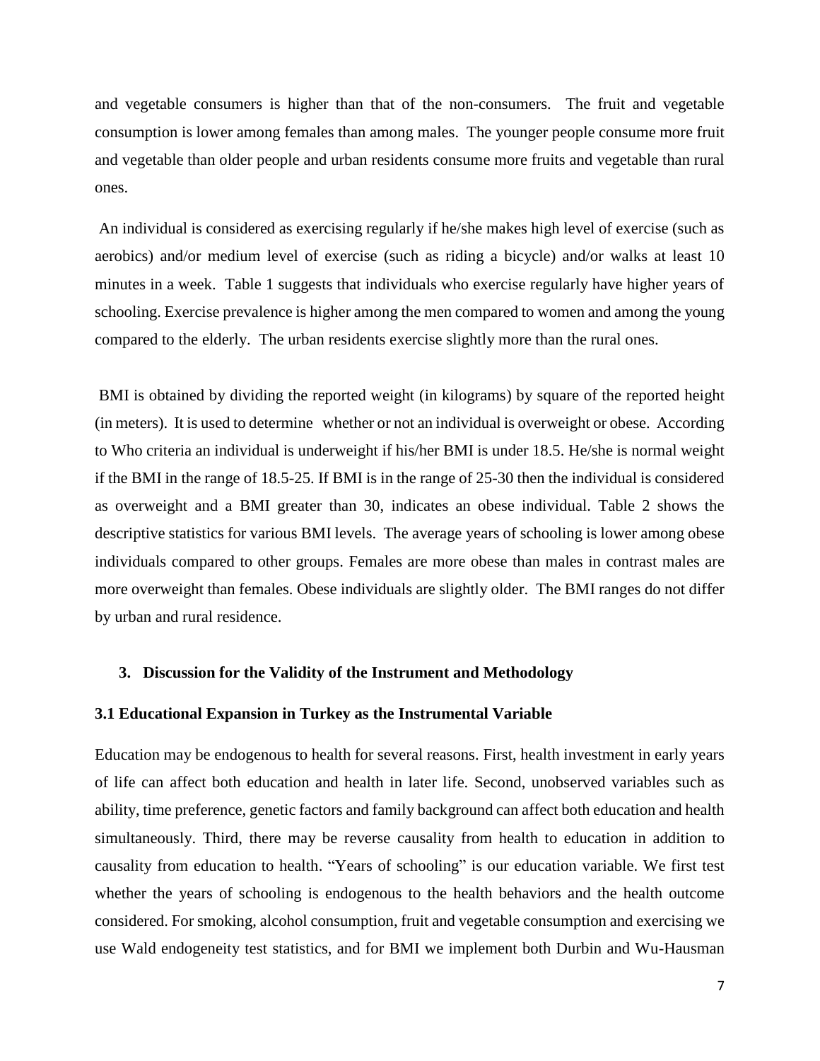and vegetable consumers is higher than that of the non-consumers. The fruit and vegetable consumption is lower among females than among males. The younger people consume more fruit and vegetable than older people and urban residents consume more fruits and vegetable than rural ones.

An individual is considered as exercising regularly if he/she makes high level of exercise (such as aerobics) and/or medium level of exercise (such as riding a bicycle) and/or walks at least 10 minutes in a week. Table 1 suggests that individuals who exercise regularly have higher years of schooling. Exercise prevalence is higher among the men compared to women and among the young compared to the elderly. The urban residents exercise slightly more than the rural ones.

BMI is obtained by dividing the reported weight (in kilograms) by square of the reported height (in meters). It is used to determine whether or not an individual is overweight or obese. According to Who criteria an individual is underweight if his/her BMI is under 18.5. He/she is normal weight if the BMI in the range of 18.5-25. If BMI is in the range of 25-30 then the individual is considered as overweight and a BMI greater than 30, indicates an obese individual. Table 2 shows the descriptive statistics for various BMI levels. The average years of schooling is lower among obese individuals compared to other groups. Females are more obese than males in contrast males are more overweight than females. Obese individuals are slightly older. The BMI ranges do not differ by urban and rural residence.

## 3. Discussion for the Validity of the Instrument and Methodology

### 3.1 Educational Expansion in Turkey as the Instrumental Variable

Education may be endogenous to health for several reasons. First, health investment in early years of life can affect both education and health in later life. Second, unobserved variables such as ability, time preference, genetic factors and family background can affect both education and health simultaneously. Third, there may be reverse causality from health to education in addition to causality from education to health. "Years of schooling" is our education variable. We first test whether the years of schooling is endogenous to the health behaviors and the health outcome considered. For smoking, alcohol consumption, fruit and vegetable consumption and exercising we use Wald endogeneity test statistics, and for BMI we implement both Durbin and Wu-Hausman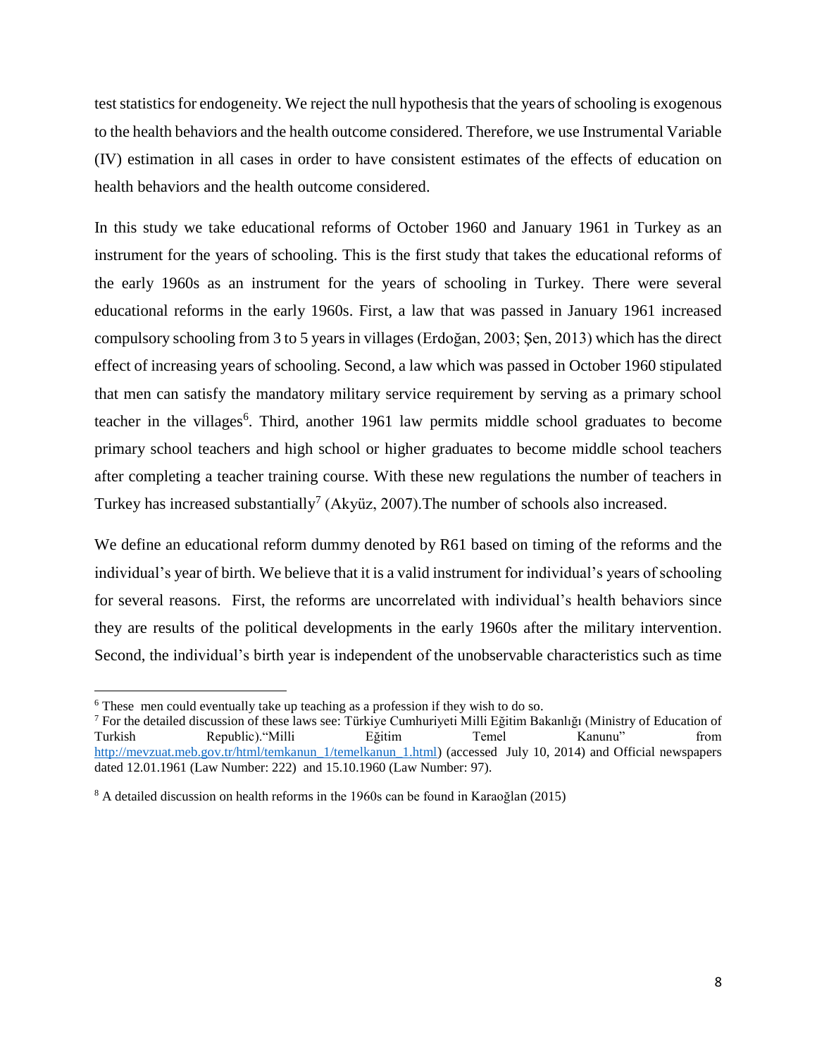test statistics for endogeneity. We reject the null hypothesis that the years of schooling is exogenous to the health behaviors and the health outcome considered. Therefore, we use Instrumental Variable (IV) estimation in all cases in order to have consistent estimates of the effects of education on health behaviors and the health outcome considered.

In this study we take educational reforms of October 1960 and January 1961 in Turkey as an instrument for the years of schooling. This is the first study that takes the educational reforms of the early 1960s as an instrument for the years of schooling in Turkey. There were several educational reforms in the early 1960s. First, a law that was passed in January 1961 increased compulsory schooling from 3 to 5 years in villages (Erdoğan, 2003; Şen, 2013) which has the direct effect of increasing years of schooling. Second, a law which was passed in October 1960 stipulated that men can satisfy the mandatory military service requirement by serving as a primary school teacher in the villages[6]. Third, another 1961 law permits middle school graduates to become primary school teachers and high school or higher graduates to become middle school teachers after completing a teacher training course. With these new regulations the number of teachers in Turkey has increased substantially[7] (Akyüz, 2007).The number of schools also increased.

We define an educational reform dummy denoted by R61 based on timing of the reforms and the individual's year of birth. We believe that it is a valid instrument for individual's years of schooling for several reasons. First, the reforms are uncorrelated with individual's health behaviors since they are results of the political developments in the early 1960s after the military intervention. Second, the individual's birth year is independent of the unobservable characteristics such as time

---

[6] These men could eventually take up teaching as a profession if they wish to do so.

[7] For the detailed discussion of these laws see: Türkiye Cumhuriyeti Milli Eğitim Bakanlığı (Ministry of Education of Turkish Republic)."Milli Eğitim Temel Kanunu" from http://mevzuat.meb.gov.tr/html/temkanun_1/temelkanun_1.html) (accessed July 10, 2014) and Official newspapers dated 12.01.1961 (Law Number: 222) and 15.10.1960 (Law Number: 97).

[8] A detailed discussion on health reforms in the 1960s can be found in Karaoğlan (2015)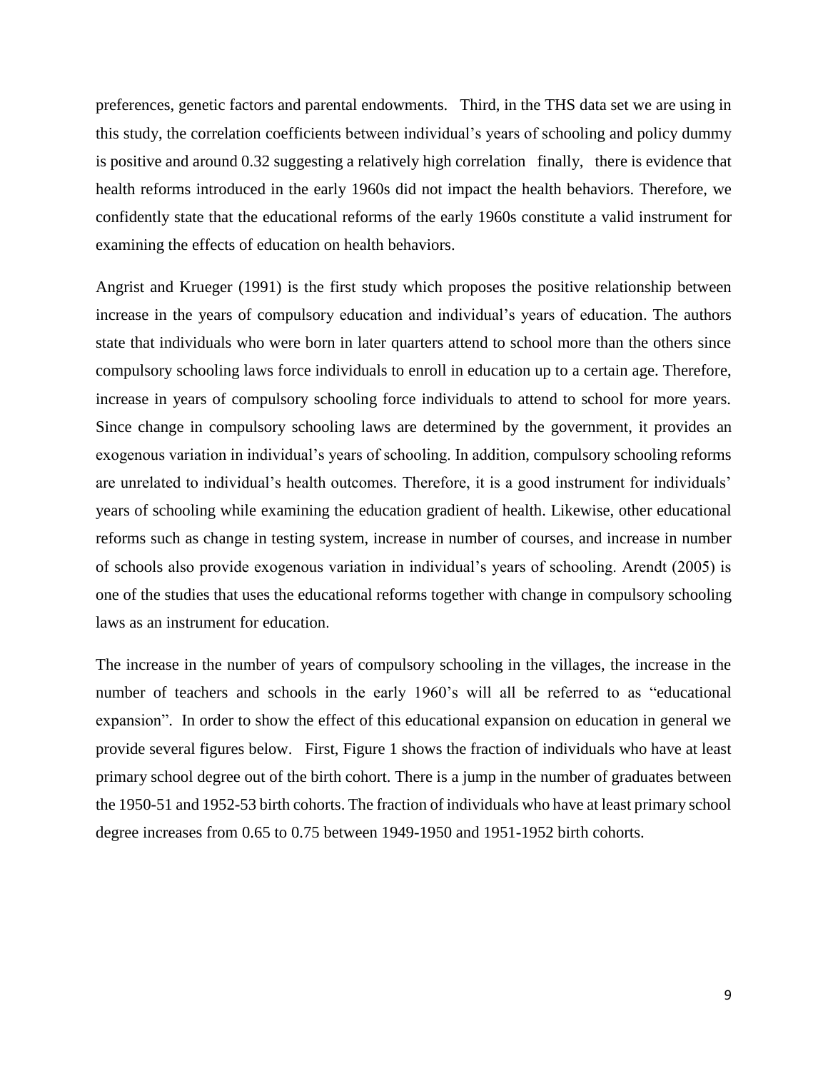preferences, genetic factors and parental endowments. Third, in the THS data set we are using in this study, the correlation coefficients between individual's years of schooling and policy dummy is positive and around 0.32 suggesting a relatively high correlation finally, there is evidence that health reforms introduced in the early 1960s did not impact the health behaviors. Therefore, we confidently state that the educational reforms of the early 1960s constitute a valid instrument for examining the effects of education on health behaviors.

Angrist and Krueger (1991) is the first study which proposes the positive relationship between increase in the years of compulsory education and individual's years of education. The authors state that individuals who were born in later quarters attend to school more than the others since compulsory schooling laws force individuals to enroll in education up to a certain age. Therefore, increase in years of compulsory schooling force individuals to attend to school for more years. Since change in compulsory schooling laws are determined by the government, it provides an exogenous variation in individual's years of schooling. In addition, compulsory schooling reforms are unrelated to individual's health outcomes. Therefore, it is a good instrument for individuals' years of schooling while examining the education gradient of health. Likewise, other educational reforms such as change in testing system, increase in number of courses, and increase in number of schools also provide exogenous variation in individual's years of schooling. Arendt (2005) is one of the studies that uses the educational reforms together with change in compulsory schooling laws as an instrument for education.

The increase in the number of years of compulsory schooling in the villages, the increase in the number of teachers and schools in the early 1960's will all be referred to as "educational expansion". In order to show the effect of this educational expansion on education in general we provide several figures below. First, Figure 1 shows the fraction of individuals who have at least primary school degree out of the birth cohort. There is a jump in the number of graduates between the 1950-51 and 1952-53 birth cohorts. The fraction of individuals who have at least primary school degree increases from 0.65 to 0.75 between 1949-1950 and 1951-1952 birth cohorts.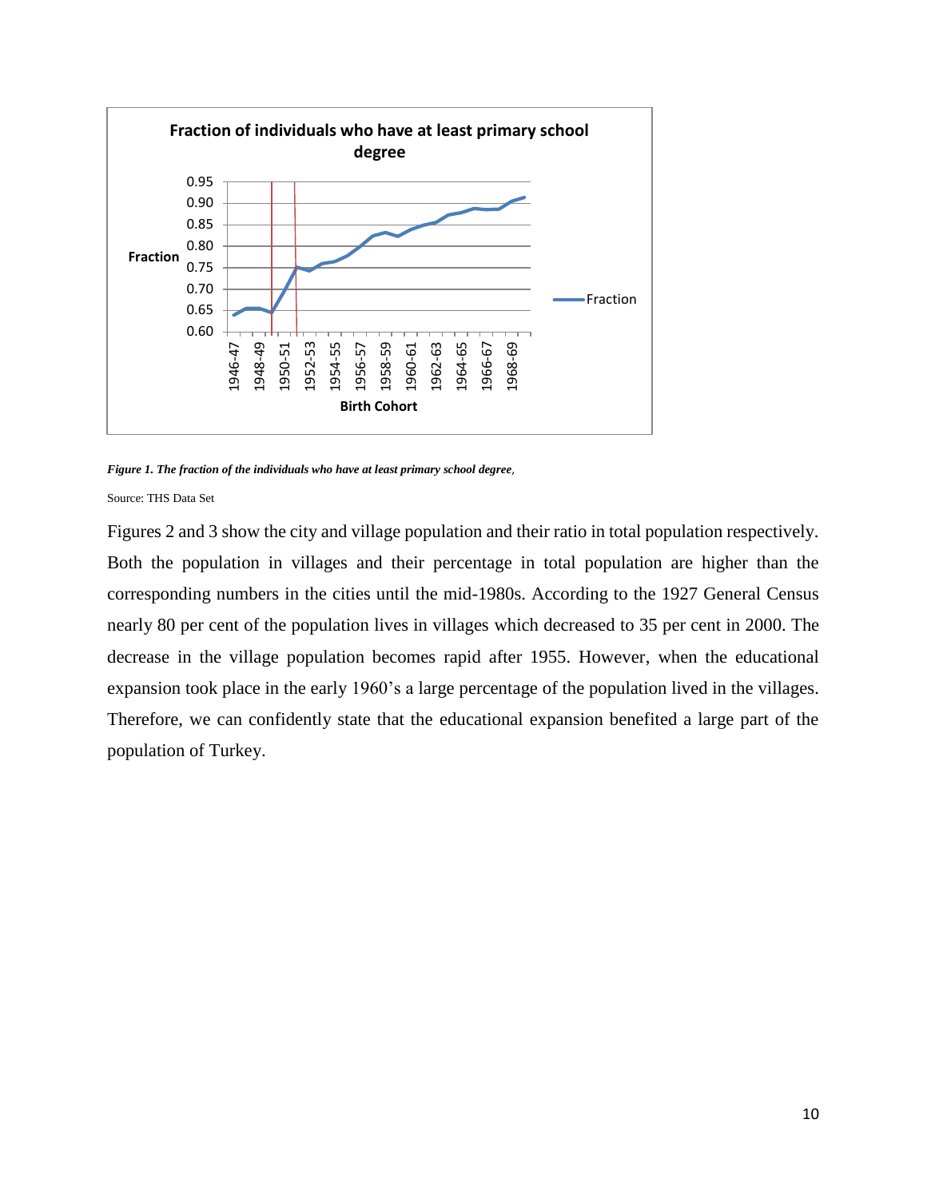*Figure 1. The fraction of the individuals who have at least primary school degree*,

Source: THS Data Set

Figures 2 and 3 show the city and village population and their ratio in total population respectively. Both the population in villages and their percentage in total population are higher than the corresponding numbers in the cities until the mid-1980s. According to the 1927 General Census nearly 80 per cent of the population lives in villages which decreased to 35 per cent in 2000. The decrease in the village population becomes rapid after 1955. However, when the educational expansion took place in the early 1960's a large percentage of the population lived in the villages. Therefore, we can confidently state that the educational expansion benefited a large part of the population of Turkey.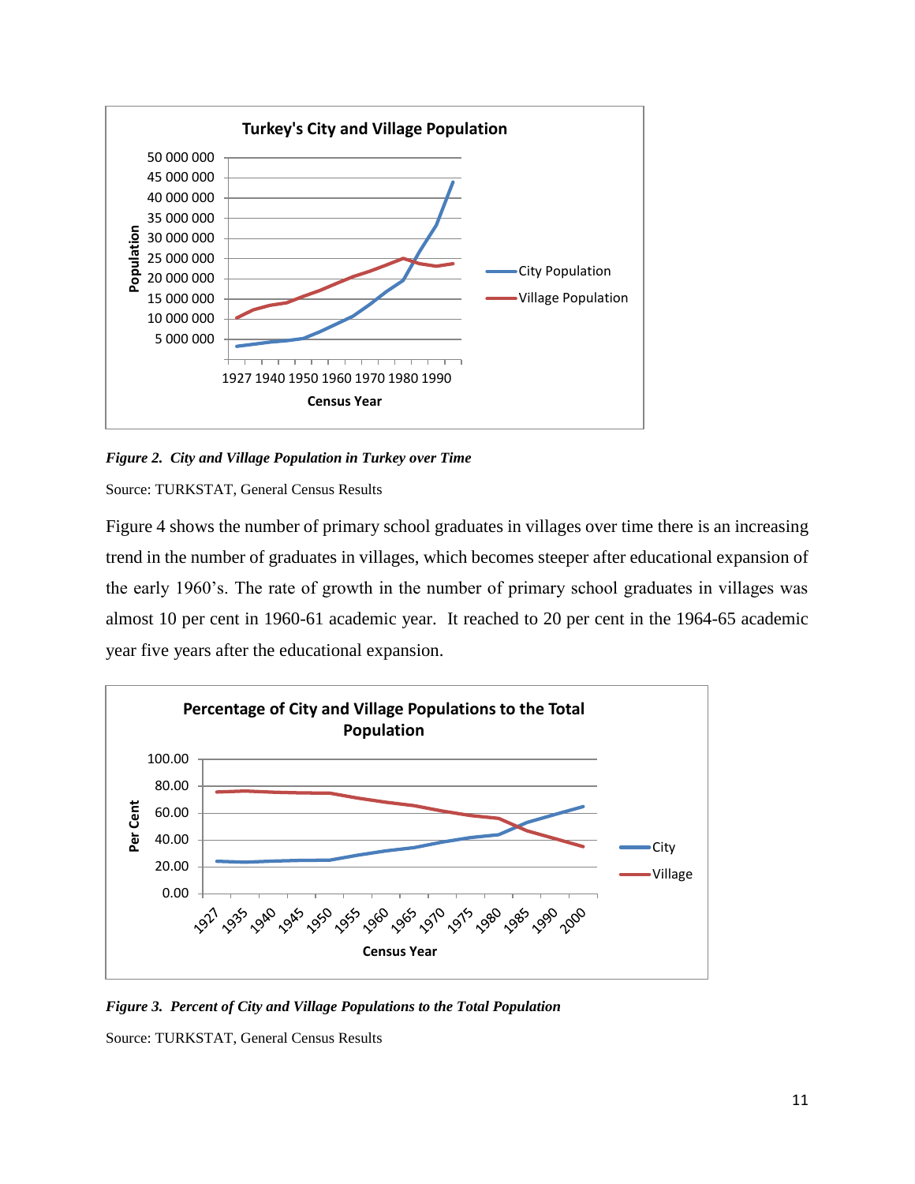*Figure 2. City and Village Population in Turkey over Time*

Source: TURKSTAT, General Census Results

Figure 4 shows the number of primary school graduates in villages over time there is an increasing trend in the number of graduates in villages, which becomes steeper after educational expansion of the early 1960's. The rate of growth in the number of primary school graduates in villages was almost 10 per cent in 1960-61 academic year. It reached to 20 per cent in the 1964-65 academic year five years after the educational expansion.

*Figure 3. Percent of City and Village Populations to the Total Population*

Source: TURKSTAT, General Census Results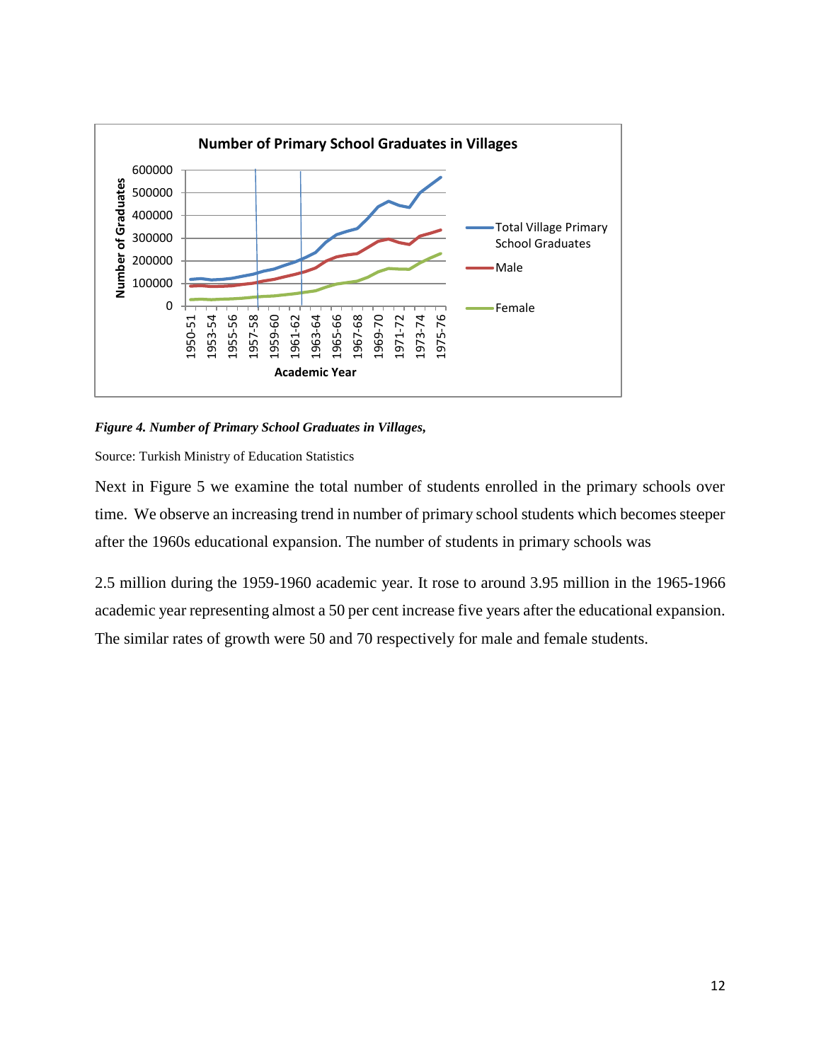*Figure 4. Number of Primary School Graduates in Villages,*

Source: Turkish Ministry of Education Statistics

Next in Figure 5 we examine the total number of students enrolled in the primary schools over time. We observe an increasing trend in number of primary school students which becomes steeper after the 1960s educational expansion. The number of students in primary schools was

2.5 million during the 1959-1960 academic year. It rose to around 3.95 million in the 1965-1966 academic year representing almost a 50 per cent increase five years after the educational expansion. The similar rates of growth were 50 and 70 respectively for male and female students.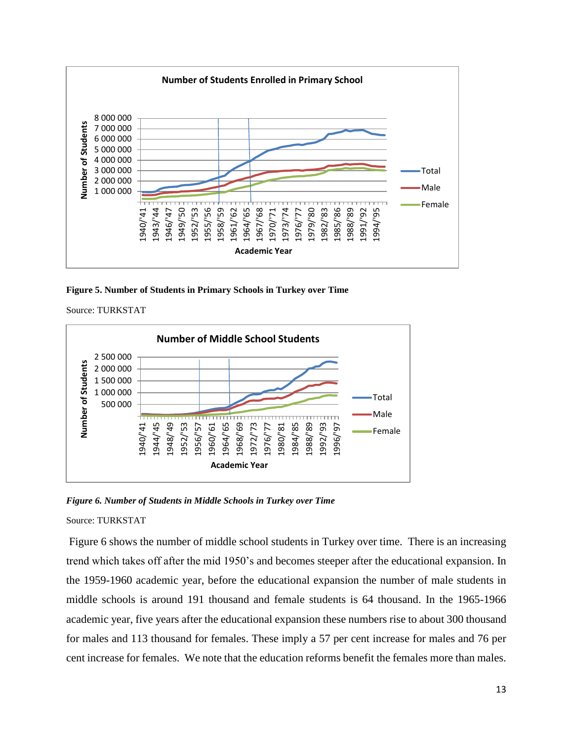Figure 5. Number of Students in Primary Schools in Turkey over Time

Source: TURKSTAT

*Figure 6. Number of Students in Middle Schools in Turkey over Time*

Source: TURKSTAT

Figure 6 shows the number of middle school students in Turkey over time. There is an increasing trend which takes off after the mid 1950's and becomes steeper after the educational expansion. In the 1959-1960 academic year, before the educational expansion the number of male students in middle schools is around 191 thousand and female students is 64 thousand. In the 1965-1966 academic year, five years after the educational expansion these numbers rise to about 300 thousand for males and 113 thousand for females. These imply a 57 per cent increase for males and 76 per cent increase for females. We note that the education reforms benefit the females more than males.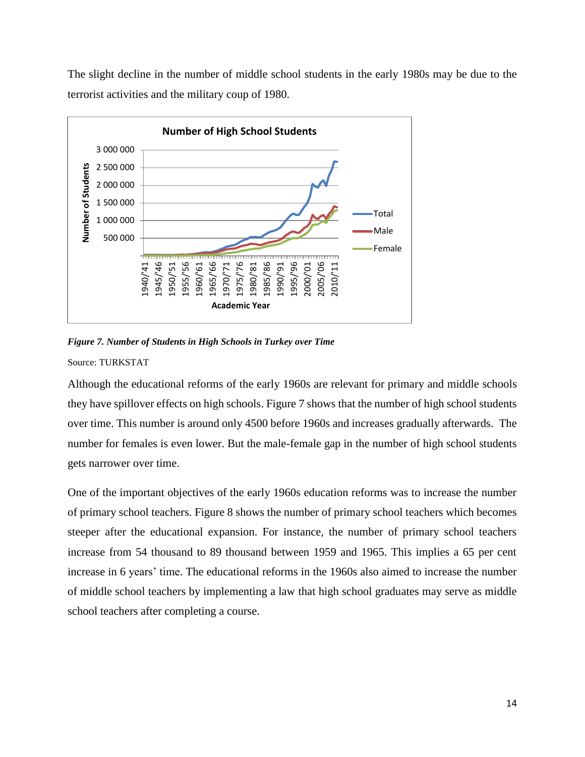The slight decline in the number of middle school students in the early 1980s may be due to the terrorist activities and the military coup of 1980.

*Figure 7. Number of Students in High Schools in Turkey over Time*

Source: TURKSTAT

Although the educational reforms of the early 1960s are relevant for primary and middle schools they have spillover effects on high schools. Figure 7 shows that the number of high school students over time. This number is around only 4500 before 1960s and increases gradually afterwards. The number for females is even lower. But the male-female gap in the number of high school students gets narrower over time.

One of the important objectives of the early 1960s education reforms was to increase the number of primary school teachers. Figure 8 shows the number of primary school teachers which becomes steeper after the educational expansion. For instance, the number of primary school teachers increase from 54 thousand to 89 thousand between 1959 and 1965. This implies a 65 per cent increase in 6 years' time. The educational reforms in the 1960s also aimed to increase the number of middle school teachers by implementing a law that high school graduates may serve as middle school teachers after completing a course.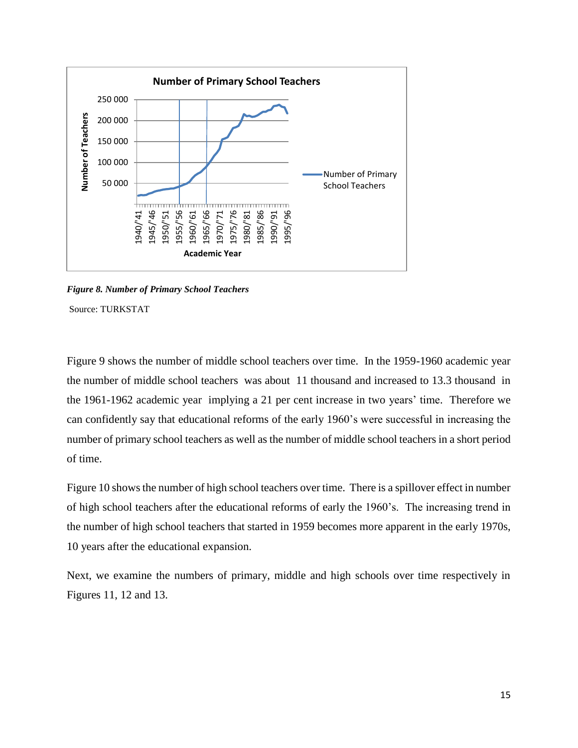*Figure 8. Number of Primary School Teachers*

Source: TURKSTAT

Figure 9 shows the number of middle school teachers over time. In the 1959-1960 academic year the number of middle school teachers was about 11 thousand and increased to 13.3 thousand in the 1961-1962 academic year implying a 21 per cent increase in two years' time. Therefore we can confidently say that educational reforms of the early 1960's were successful in increasing the number of primary school teachers as well as the number of middle school teachers in a short period of time.

Figure 10 shows the number of high school teachers over time. There is a spillover effect in number of high school teachers after the educational reforms of early the 1960's. The increasing trend in the number of high school teachers that started in 1959 becomes more apparent in the early 1970s, 10 years after the educational expansion.

Next, we examine the numbers of primary, middle and high schools over time respectively in Figures 11, 12 and 13.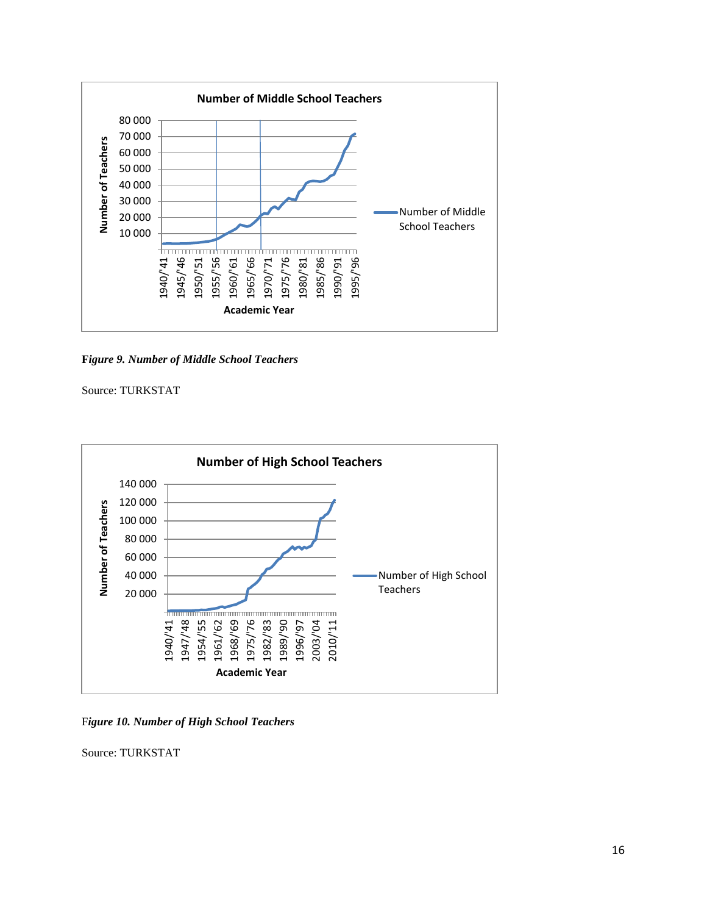*Figure 9. Number of Middle School Teachers*

Source: TURKSTAT

F*igure 10. Number of High School Teachers*

Source: TURKSTAT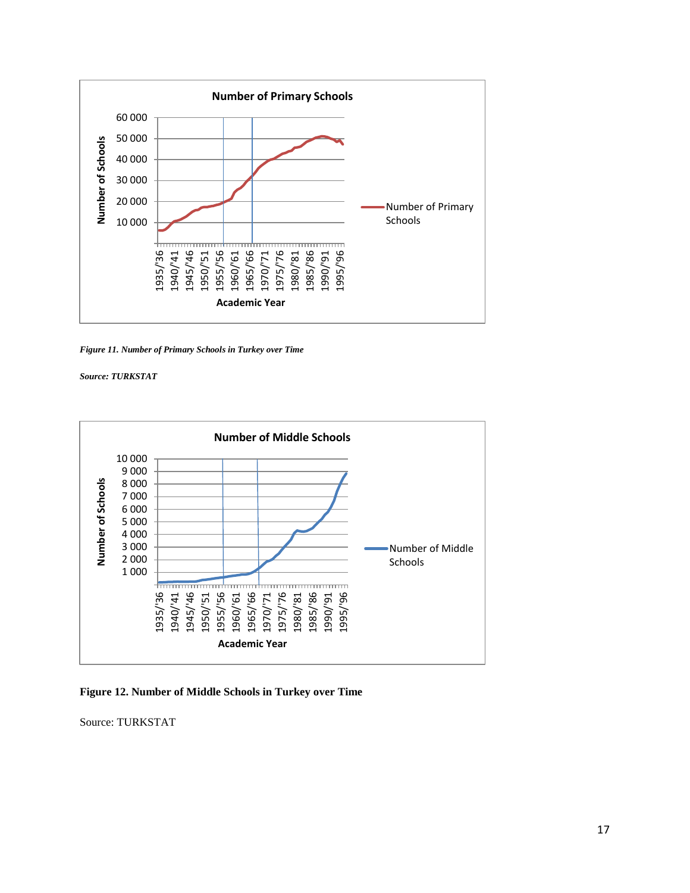*Figure 11. Number of Primary Schools in Turkey over Time*

*Source: TURKSTAT*

**Figure 12. Number of Middle Schools in Turkey over Time**

Source: TURKSTAT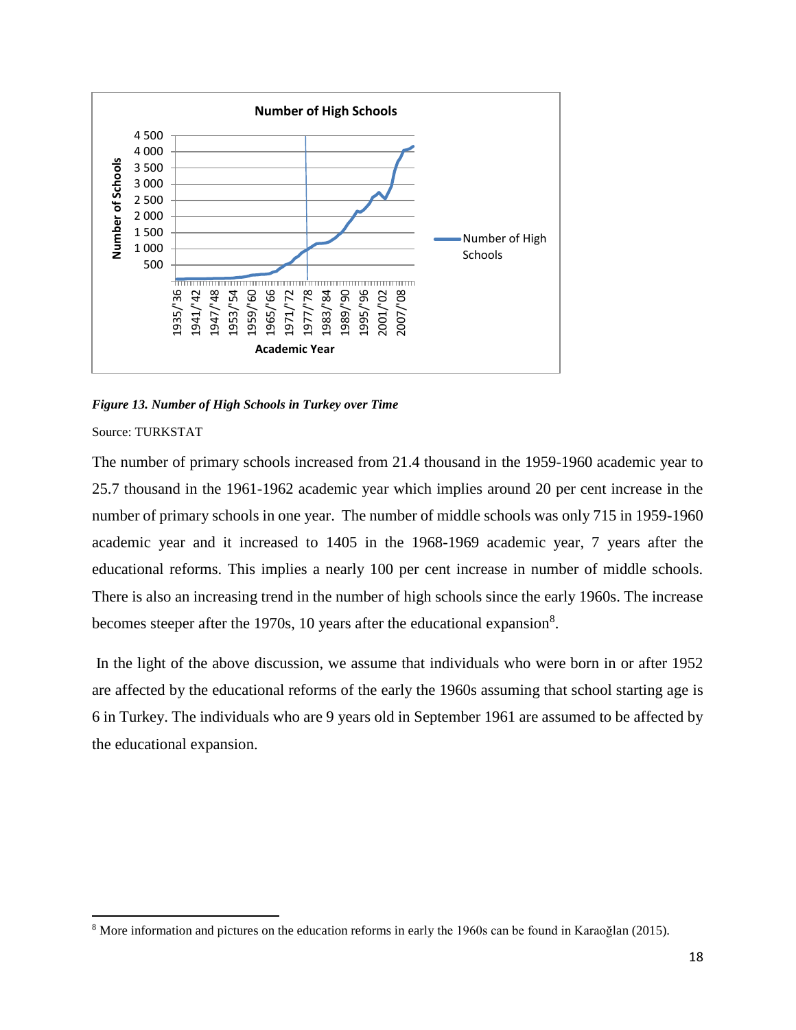*Figure 13. Number of High Schools in Turkey over Time*

Source: TURKSTAT

The number of primary schools increased from 21.4 thousand in the 1959-1960 academic year to 25.7 thousand in the 1961-1962 academic year which implies around 20 per cent increase in the number of primary schools in one year. The number of middle schools was only 715 in 1959-1960 academic year and it increased to 1405 in the 1968-1969 academic year, 7 years after the educational reforms. This implies a nearly 100 per cent increase in number of middle schools. There is also an increasing trend in the number of high schools since the early 1960s. The increase becomes steeper after the 1970s, 10 years after the educational expansion[8].

In the light of the above discussion, we assume that individuals who were born in or after 1952 are affected by the educational reforms of the early the 1960s assuming that school starting age is 6 in Turkey. The individuals who are 9 years old in September 1961 are assumed to be affected by the educational expansion.

[8] More information and pictures on the education reforms in early the 1960s can be found in Karaoğlan (2015).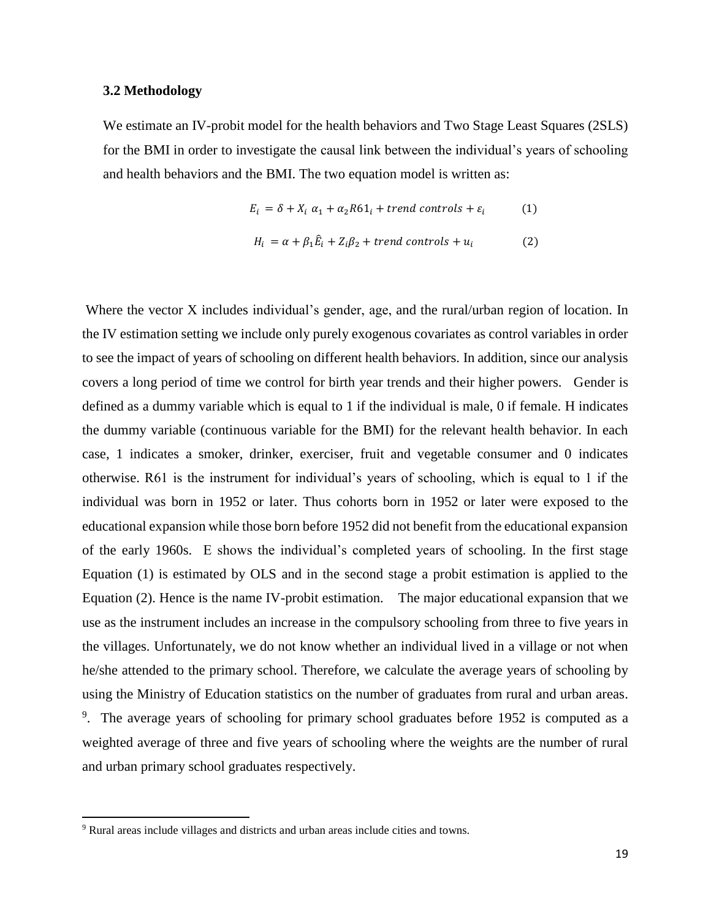### 3.2 Methodology

We estimate an IV-probit model for the health behaviors and Two Stage Least Squares (2SLS) for the BMI in order to investigate the causal link between the individual's years of schooling and health behaviors and the BMI. The two equation model is written as:

$$E_i = \delta + X_i \alpha_1 + \alpha_2 R61_i + trend\ controls + \varepsilon_i \qquad (1)$$

$$H_i = \alpha + \beta_1 \hat{E}_i + Z_i \beta_2 + trend\ controls + u_i \qquad (2)$$

Where the vector X includes individual's gender, age, and the rural/urban region of location. In the IV estimation setting we include only purely exogenous covariates as control variables in order to see the impact of years of schooling on different health behaviors. In addition, since our analysis covers a long period of time we control for birth year trends and their higher powers. Gender is defined as a dummy variable which is equal to 1 if the individual is male, 0 if female. H indicates the dummy variable (continuous variable for the BMI) for the relevant health behavior. In each case, 1 indicates a smoker, drinker, exerciser, fruit and vegetable consumer and 0 indicates otherwise. R61 is the instrument for individual's years of schooling, which is equal to 1 if the individual was born in 1952 or later. Thus cohorts born in 1952 or later were exposed to the educational expansion while those born before 1952 did not benefit from the educational expansion of the early 1960s. E shows the individual's completed years of schooling. In the first stage Equation (1) is estimated by OLS and in the second stage a probit estimation is applied to the Equation (2). Hence is the name IV-probit estimation. The major educational expansion that we use as the instrument includes an increase in the compulsory schooling from three to five years in the villages. Unfortunately, we do not know whether an individual lived in a village or not when he/she attended to the primary school. Therefore, we calculate the average years of schooling by using the Ministry of Education statistics on the number of graduates from rural and urban areas. [9]. The average years of schooling for primary school graduates before 1952 is computed as a weighted average of three and five years of schooling where the weights are the number of rural and urban primary school graduates respectively.

---

[9] Rural areas include villages and districts and urban areas include cities and towns.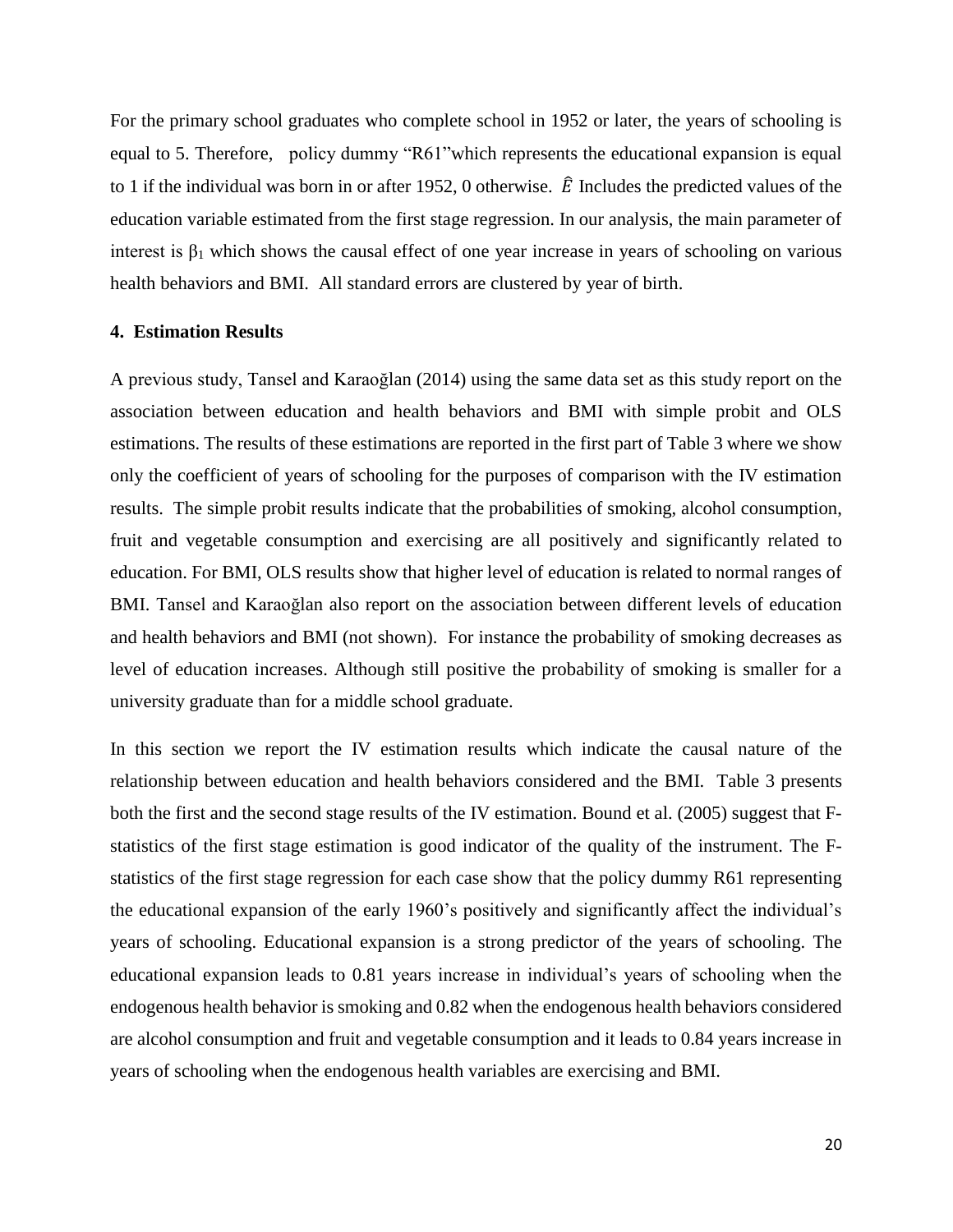For the primary school graduates who complete school in 1952 or later, the years of schooling is equal to 5. Therefore, policy dummy "R61"which represents the educational expansion is equal to 1 if the individual was born in or after 1952, 0 otherwise. $\hat{E}$ Includes the predicted values of the education variable estimated from the first stage regression. In our analysis, the main parameter of interest is $\beta_1$ which shows the causal effect of one year increase in years of schooling on various health behaviors and BMI. All standard errors are clustered by year of birth.

## 4. Estimation Results

A previous study, Tansel and Karaoğlan (2014) using the same data set as this study report on the association between education and health behaviors and BMI with simple probit and OLS estimations. The results of these estimations are reported in the first part of Table 3 where we show only the coefficient of years of schooling for the purposes of comparison with the IV estimation results. The simple probit results indicate that the probabilities of smoking, alcohol consumption, fruit and vegetable consumption and exercising are all positively and significantly related to education. For BMI, OLS results show that higher level of education is related to normal ranges of BMI. Tansel and Karaoğlan also report on the association between different levels of education and health behaviors and BMI (not shown). For instance the probability of smoking decreases as level of education increases. Although still positive the probability of smoking is smaller for a university graduate than for a middle school graduate.

In this section we report the IV estimation results which indicate the causal nature of the relationship between education and health behaviors considered and the BMI. Table 3 presents both the first and the second stage results of the IV estimation. Bound et al. (2005) suggest that F-statistics of the first stage estimation is good indicator of the quality of the instrument. The F-statistics of the first stage regression for each case show that the policy dummy R61 representing the educational expansion of the early 1960's positively and significantly affect the individual's years of schooling. Educational expansion is a strong predictor of the years of schooling. The educational expansion leads to 0.81 years increase in individual's years of schooling when the endogenous health behavior is smoking and 0.82 when the endogenous health behaviors considered are alcohol consumption and fruit and vegetable consumption and it leads to 0.84 years increase in years of schooling when the endogenous health variables are exercising and BMI.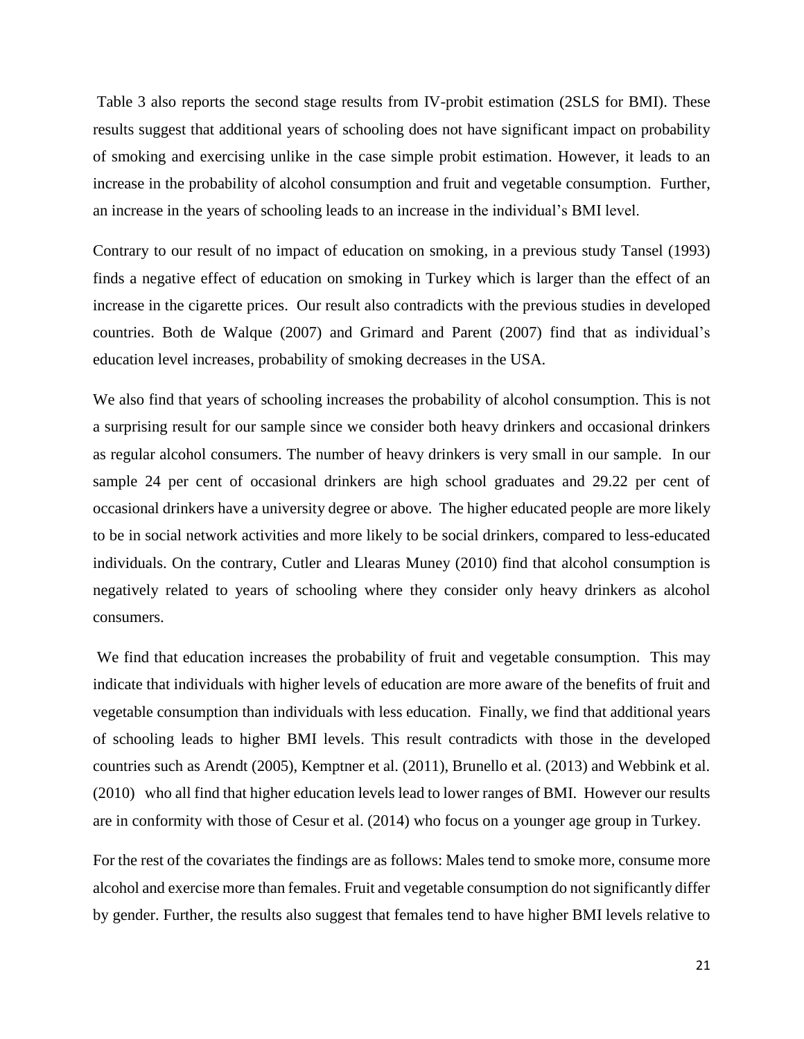Table 3 also reports the second stage results from IV-probit estimation (2SLS for BMI). These results suggest that additional years of schooling does not have significant impact on probability of smoking and exercising unlike in the case simple probit estimation. However, it leads to an increase in the probability of alcohol consumption and fruit and vegetable consumption. Further, an increase in the years of schooling leads to an increase in the individual's BMI level.

Contrary to our result of no impact of education on smoking, in a previous study Tansel (1993) finds a negative effect of education on smoking in Turkey which is larger than the effect of an increase in the cigarette prices. Our result also contradicts with the previous studies in developed countries. Both de Walque (2007) and Grimard and Parent (2007) find that as individual's education level increases, probability of smoking decreases in the USA.

We also find that years of schooling increases the probability of alcohol consumption. This is not a surprising result for our sample since we consider both heavy drinkers and occasional drinkers as regular alcohol consumers. The number of heavy drinkers is very small in our sample. In our sample 24 per cent of occasional drinkers are high school graduates and 29.22 per cent of occasional drinkers have a university degree or above. The higher educated people are more likely to be in social network activities and more likely to be social drinkers, compared to less-educated individuals. On the contrary, Cutler and Llearas Muney (2010) find that alcohol consumption is negatively related to years of schooling where they consider only heavy drinkers as alcohol consumers.

We find that education increases the probability of fruit and vegetable consumption. This may indicate that individuals with higher levels of education are more aware of the benefits of fruit and vegetable consumption than individuals with less education. Finally, we find that additional years of schooling leads to higher BMI levels. This result contradicts with those in the developed countries such as Arendt (2005), Kemptner et al. (2011), Brunello et al. (2013) and Webbink et al. (2010) who all find that higher education levels lead to lower ranges of BMI. However our results are in conformity with those of Cesur et al. (2014) who focus on a younger age group in Turkey.

For the rest of the covariates the findings are as follows: Males tend to smoke more, consume more alcohol and exercise more than females. Fruit and vegetable consumption do not significantly differ by gender. Further, the results also suggest that females tend to have higher BMI levels relative to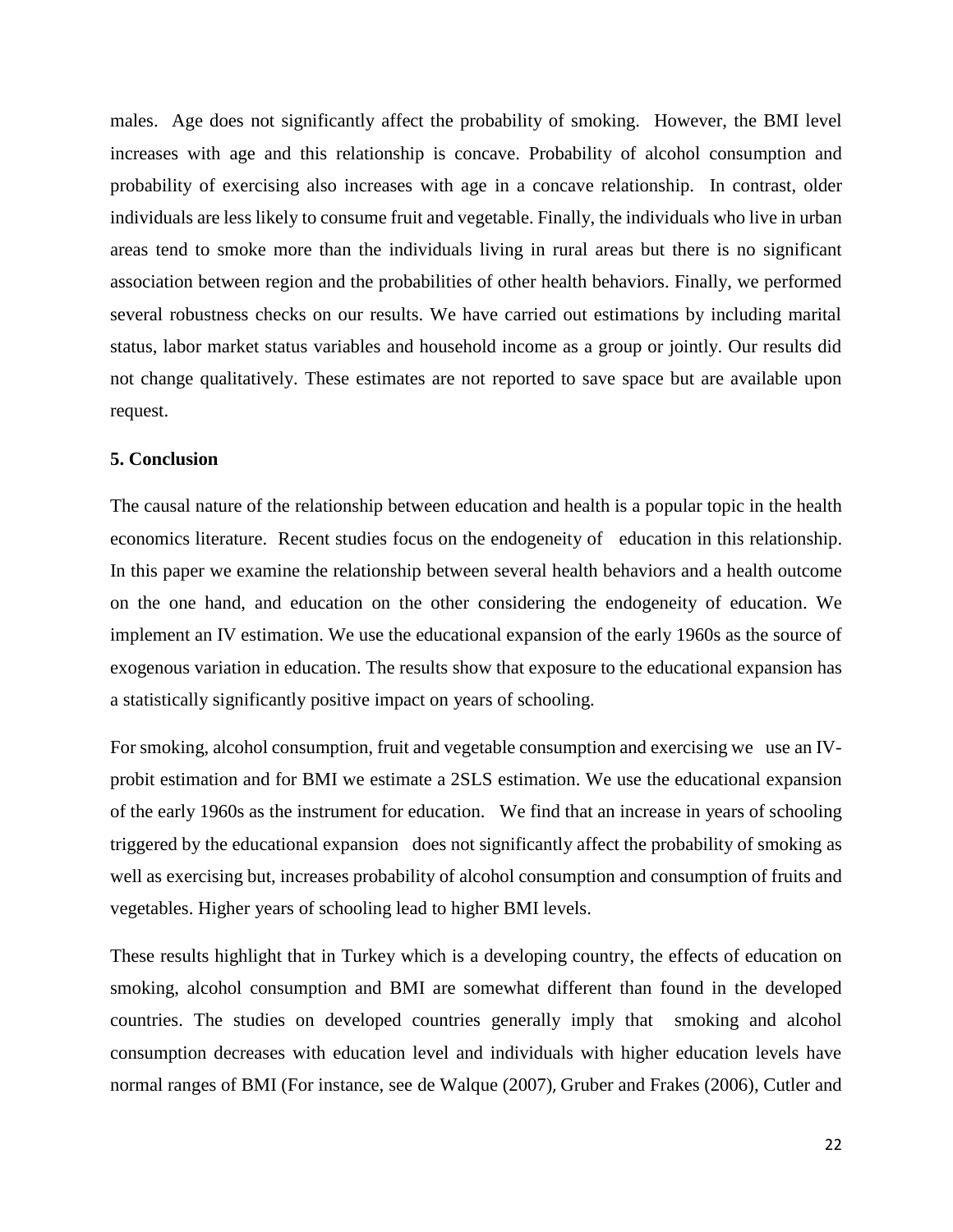males. Age does not significantly affect the probability of smoking. However, the BMI level increases with age and this relationship is concave. Probability of alcohol consumption and probability of exercising also increases with age in a concave relationship. In contrast, older individuals are less likely to consume fruit and vegetable. Finally, the individuals who live in urban areas tend to smoke more than the individuals living in rural areas but there is no significant association between region and the probabilities of other health behaviors. Finally, we performed several robustness checks on our results. We have carried out estimations by including marital status, labor market status variables and household income as a group or jointly. Our results did not change qualitatively. These estimates are not reported to save space but are available upon request.

## 5. Conclusion

The causal nature of the relationship between education and health is a popular topic in the health economics literature. Recent studies focus on the endogeneity of education in this relationship. In this paper we examine the relationship between several health behaviors and a health outcome on the one hand, and education on the other considering the endogeneity of education. We implement an IV estimation. We use the educational expansion of the early 1960s as the source of exogenous variation in education. The results show that exposure to the educational expansion has a statistically significantly positive impact on years of schooling.

For smoking, alcohol consumption, fruit and vegetable consumption and exercising we use an IV-probit estimation and for BMI we estimate a 2SLS estimation. We use the educational expansion of the early 1960s as the instrument for education. We find that an increase in years of schooling triggered by the educational expansion does not significantly affect the probability of smoking as well as exercising but, increases probability of alcohol consumption and consumption of fruits and vegetables. Higher years of schooling lead to higher BMI levels.

These results highlight that in Turkey which is a developing country, the effects of education on smoking, alcohol consumption and BMI are somewhat different than found in the developed countries. The studies on developed countries generally imply that smoking and alcohol consumption decreases with education level and individuals with higher education levels have normal ranges of BMI (For instance, see de Walque (2007), Gruber and Frakes (2006), Cutler and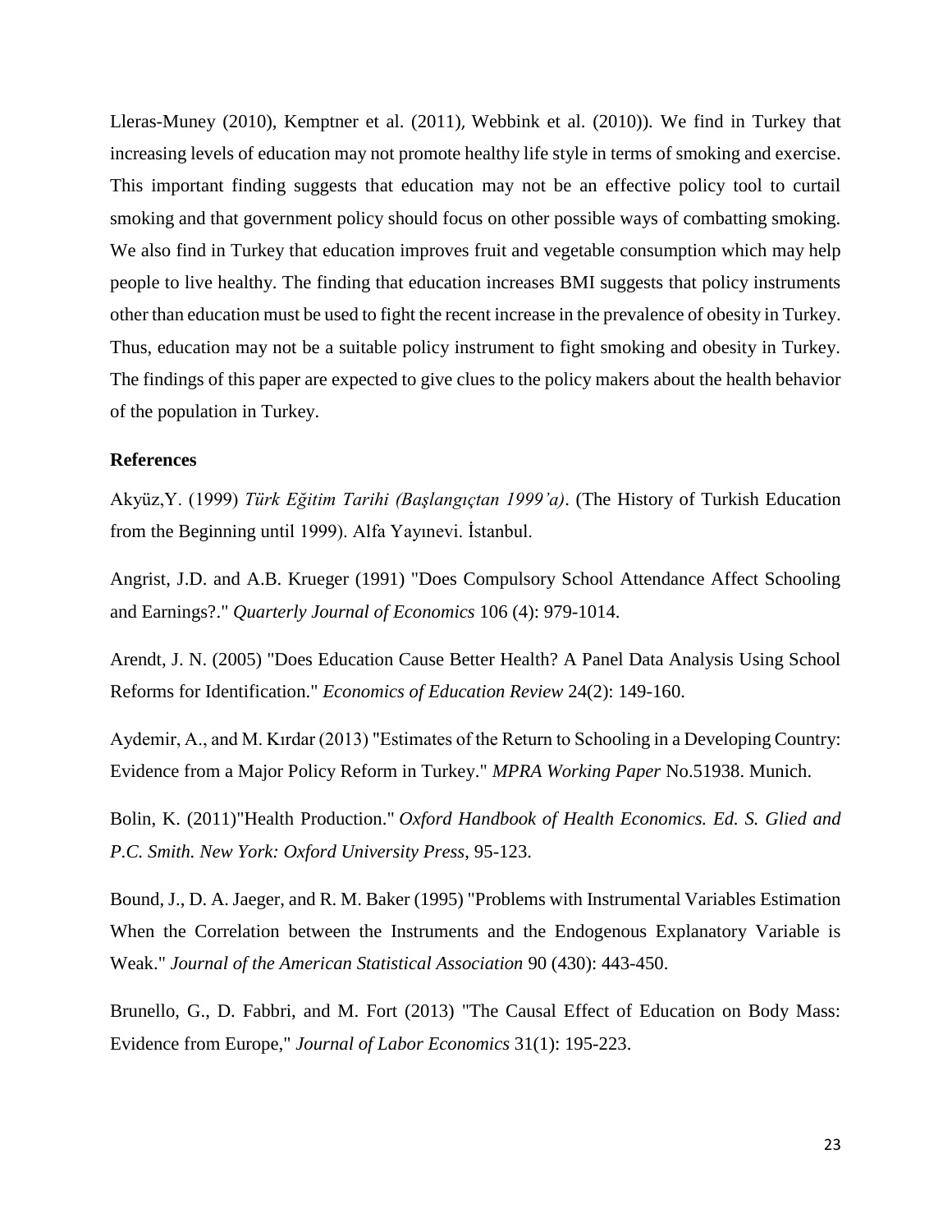Lleras-Muney (2010), Kemptner et al. (2011), Webbink et al. (2010)). We find in Turkey that increasing levels of education may not promote healthy life style in terms of smoking and exercise. This important finding suggests that education may not be an effective policy tool to curtail smoking and that government policy should focus on other possible ways of combatting smoking. We also find in Turkey that education improves fruit and vegetable consumption which may help people to live healthy. The finding that education increases BMI suggests that policy instruments other than education must be used to fight the recent increase in the prevalence of obesity in Turkey. Thus, education may not be a suitable policy instrument to fight smoking and obesity in Turkey. The findings of this paper are expected to give clues to the policy makers about the health behavior of the population in Turkey.

**References**

Akyüz,Y. (1999) *Türk Eğitim Tarihi (Başlangıçtan 1999'a)*. (The History of Turkish Education from the Beginning until 1999). Alfa Yayınevi. İstanbul.

Angrist, J.D. and A.B. Krueger (1991) "Does Compulsory School Attendance Affect Schooling and Earnings?." *Quarterly Journal of Economics* 106 (4): 979-1014.

Arendt, J. N. (2005) "Does Education Cause Better Health? A Panel Data Analysis Using School Reforms for Identification." *Economics of Education Review* 24(2): 149-160.

Aydemir, A., and M. Kırdar (2013) "Estimates of the Return to Schooling in a Developing Country: Evidence from a Major Policy Reform in Turkey." *MPRA Working Paper* No.51938. Munich.

Bolin, K. (2011)"Health Production." *Oxford Handbook of Health Economics. Ed. S. Glied and P.C. Smith. New York: Oxford University Press*, 95-123.

Bound, J., D. A. Jaeger, and R. M. Baker (1995) "Problems with Instrumental Variables Estimation When the Correlation between the Instruments and the Endogenous Explanatory Variable is Weak." *Journal of the American Statistical Association* 90 (430): 443-450.

Brunello, G., D. Fabbri, and M. Fort (2013) "The Causal Effect of Education on Body Mass: Evidence from Europe," *Journal of Labor Economics* 31(1): 195-223.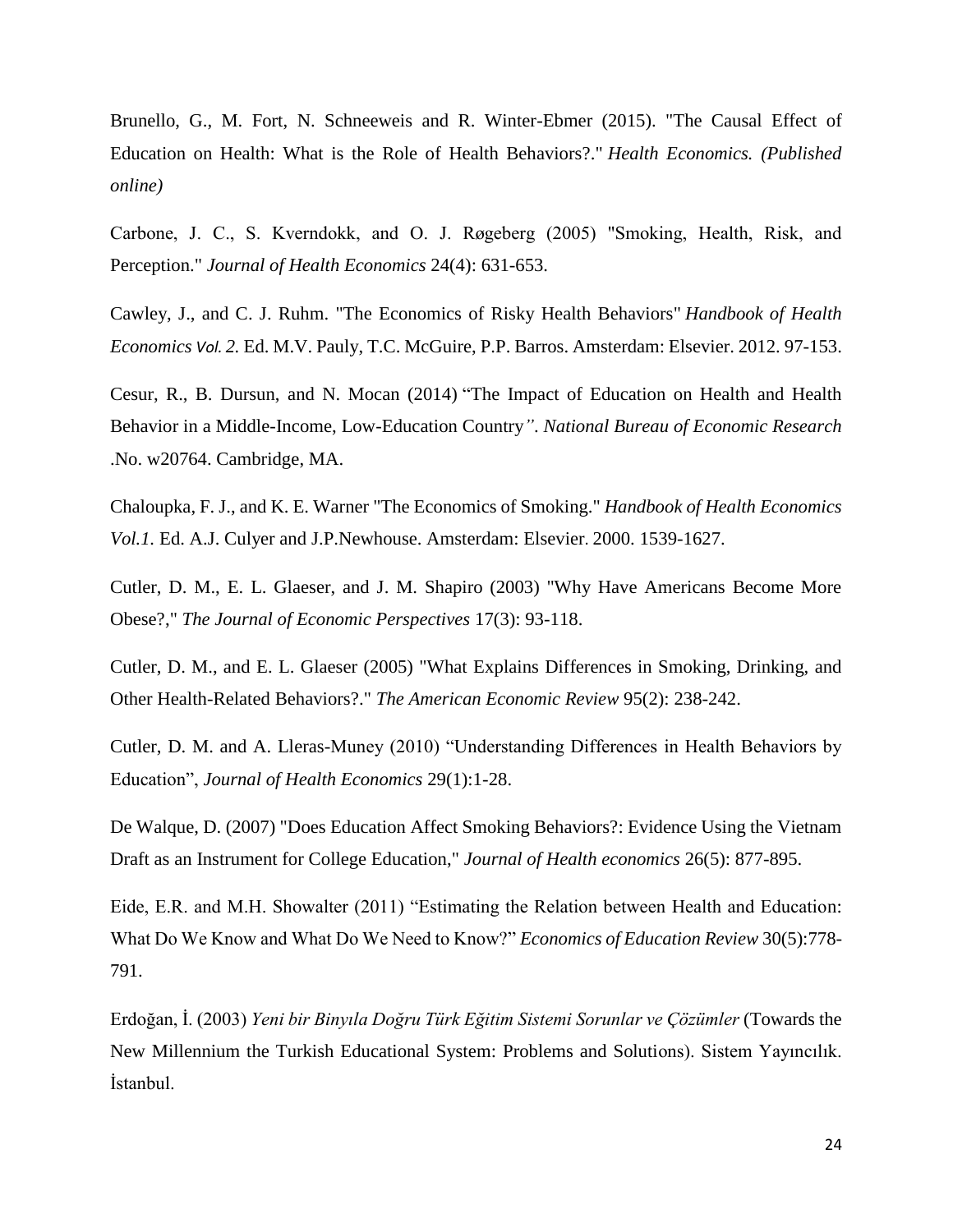Brunello, G., M. Fort, N. Schneeweis and R. Winter-Ebmer (2015). "The Causal Effect of Education on Health: What is the Role of Health Behaviors?." *Health Economics. (Published online)*

Carbone, J. C., S. Kverndokk, and O. J. Røgeberg (2005) "Smoking, Health, Risk, and Perception." *Journal of Health Economics* 24(4): 631-653.

Cawley, J., and C. J. Ruhm. "The Economics of Risky Health Behaviors" *Handbook of Health Economics Vol. 2.* Ed. M.V. Pauly, T.C. McGuire, P.P. Barros. Amsterdam: Elsevier. 2012. 97-153.

Cesur, R., B. Dursun, and N. Mocan (2014) "The Impact of Education on Health and Health Behavior in a Middle-Income, Low-Education Country*"*. *National Bureau of Economic Research* .No. w20764. Cambridge, MA.

Chaloupka, F. J., and K. E. Warner "The Economics of Smoking." *Handbook of Health Economics Vol.1.* Ed. A.J. Culyer and J.P.Newhouse. Amsterdam: Elsevier. 2000. 1539-1627.

Cutler, D. M., E. L. Glaeser, and J. M. Shapiro (2003) "Why Have Americans Become More Obese?," *The Journal of Economic Perspectives* 17(3): 93-118.

Cutler, D. M., and E. L. Glaeser (2005) "What Explains Differences in Smoking, Drinking, and Other Health-Related Behaviors?." *The American Economic Review* 95(2): 238-242.

Cutler, D. M. and A. Lleras-Muney (2010) "Understanding Differences in Health Behaviors by Education", *Journal of Health Economics* 29(1):1-28.

De Walque, D. (2007) "Does Education Affect Smoking Behaviors?: Evidence Using the Vietnam Draft as an Instrument for College Education," *Journal of Health economics* 26(5): 877-895.

Eide, E.R. and M.H. Showalter (2011) "Estimating the Relation between Health and Education: What Do We Know and What Do We Need to Know?" *Economics of Education Review* 30(5):778-791.

Erdoğan, İ. (2003) *Yeni bir Binyıla Doğru Türk Eğitim Sistemi Sorunlar ve Çözümler* (Towards the New Millennium the Turkish Educational System: Problems and Solutions). Sistem Yayıncılık. İstanbul.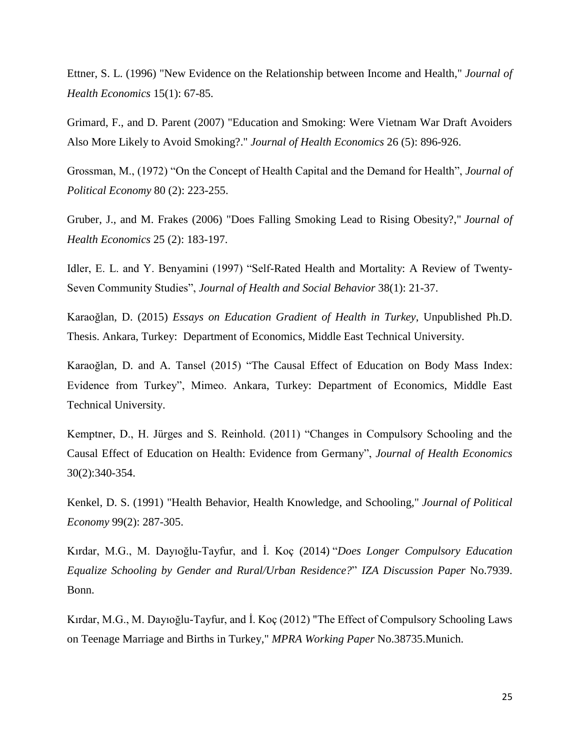Ettner, S. L. (1996) "New Evidence on the Relationship between Income and Health," *Journal of Health Economics* 15(1): 67-85.

Grimard, F., and D. Parent (2007) "Education and Smoking: Were Vietnam War Draft Avoiders Also More Likely to Avoid Smoking?." *Journal of Health Economics* 26 (5): 896-926.

Grossman, M., (1972) "On the Concept of Health Capital and the Demand for Health", *Journal of Political Economy* 80 (2): 223-255.

Gruber, J., and M. Frakes (2006) "Does Falling Smoking Lead to Rising Obesity?," *Journal of Health Economics* 25 (2): 183-197.

Idler, E. L. and Y. Benyamini (1997) "Self-Rated Health and Mortality: A Review of Twenty-Seven Community Studies", *Journal of Health and Social Behavior* 38(1): 21-37.

Karaoğlan, D. (2015) *Essays on Education Gradient of Health in Turkey*, Unpublished Ph.D. Thesis. Ankara, Turkey: Department of Economics, Middle East Technical University.

Karaoğlan, D. and A. Tansel (2015) "The Causal Effect of Education on Body Mass Index: Evidence from Turkey", Mimeo. Ankara, Turkey: Department of Economics, Middle East Technical University.

Kemptner, D., H. Jürges and S. Reinhold. (2011) "Changes in Compulsory Schooling and the Causal Effect of Education on Health: Evidence from Germany", *Journal of Health Economics* 30(2):340-354.

Kenkel, D. S. (1991) "Health Behavior, Health Knowledge, and Schooling," *Journal of Political Economy* 99(2): 287-305.

Kırdar, M.G., M. Dayıoğlu-Tayfur, and İ. Koç (2014) "*Does Longer Compulsory Education Equalize Schooling by Gender and Rural/Urban Residence?*" *IZA Discussion Paper* No.7939. Bonn.

Kırdar, M.G., M. Dayıoğlu-Tayfur, and İ. Koç (2012) "The Effect of Compulsory Schooling Laws on Teenage Marriage and Births in Turkey," *MPRA Working Paper* No.38735.Munich.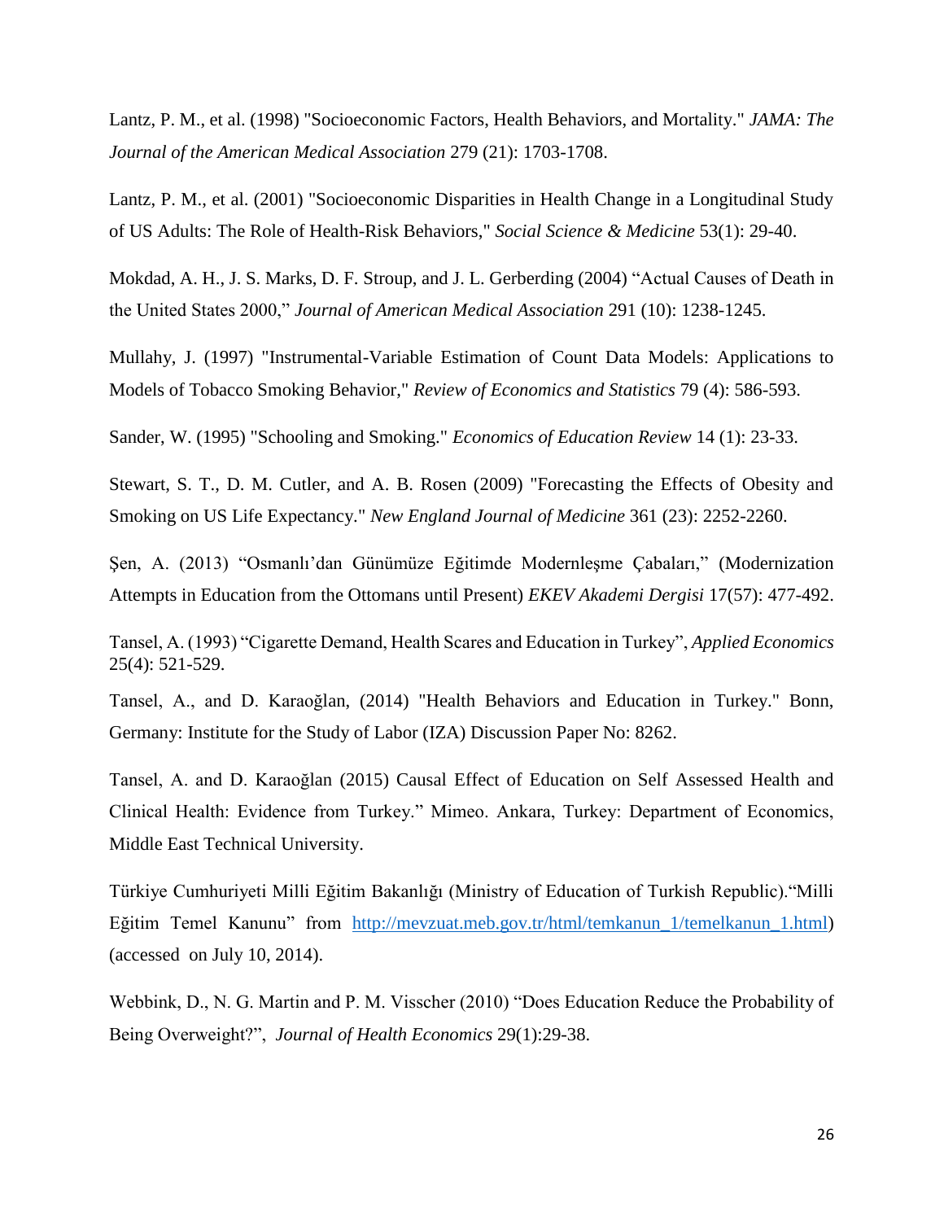Lantz, P. M., et al. (1998) "Socioeconomic Factors, Health Behaviors, and Mortality." *JAMA: The Journal of the American Medical Association* 279 (21): 1703-1708.

Lantz, P. M., et al. (2001) "Socioeconomic Disparities in Health Change in a Longitudinal Study of US Adults: The Role of Health-Risk Behaviors," *Social Science & Medicine* 53(1): 29-40.

Mokdad, A. H., J. S. Marks, D. F. Stroup, and J. L. Gerberding (2004) "Actual Causes of Death in the United States 2000," *Journal of American Medical Association* 291 (10): 1238-1245.

Mullahy, J. (1997) "Instrumental-Variable Estimation of Count Data Models: Applications to Models of Tobacco Smoking Behavior," *Review of Economics and Statistics* 79 (4): 586-593.

Sander, W. (1995) "Schooling and Smoking." *Economics of Education Review* 14 (1): 23-33.

Stewart, S. T., D. M. Cutler, and A. B. Rosen (2009) "Forecasting the Effects of Obesity and Smoking on US Life Expectancy." *New England Journal of Medicine* 361 (23): 2252-2260.

Şen, A. (2013) "Osmanlı'dan Günümüze Eğitimde Modernleşme Çabaları," (Modernization Attempts in Education from the Ottomans until Present) *EKEV Akademi Dergisi* 17(57): 477-492.

Tansel, A. (1993) "Cigarette Demand, Health Scares and Education in Turkey", *Applied Economics* 25(4): 521-529.

Tansel, A., and D. Karaoğlan, (2014) "Health Behaviors and Education in Turkey." Bonn, Germany: Institute for the Study of Labor (IZA) Discussion Paper No: 8262.

Tansel, A. and D. Karaoğlan (2015) Causal Effect of Education on Self Assessed Health and Clinical Health: Evidence from Turkey." Mimeo. Ankara, Turkey: Department of Economics, Middle East Technical University.

Türkiye Cumhuriyeti Milli Eğitim Bakanlığı (Ministry of Education of Turkish Republic)."Milli Eğitim Temel Kanunu" from http://mevzuat.meb.gov.tr/html/temkanun_1/temelkanun_1.html) (accessed on July 10, 2014).

Webbink, D., N. G. Martin and P. M. Visscher (2010) "Does Education Reduce the Probability of Being Overweight?", *Journal of Health Economics* 29(1):29-38.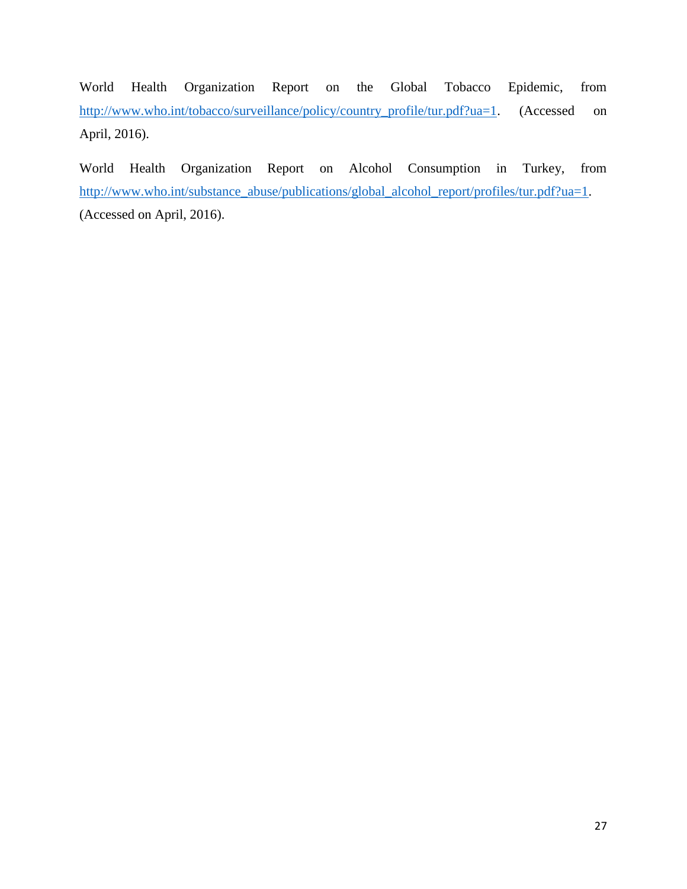World Health Organization Report on the Global Tobacco Epidemic, from http://www.who.int/tobacco/surveillance/policy/country_profile/tur.pdf?ua=1. (Accessed on April, 2016).

World Health Organization Report on Alcohol Consumption in Turkey, from http://www.who.int/substance_abuse/publications/global_alcohol_report/profiles/tur.pdf?ua=1. (Accessed on April, 2016).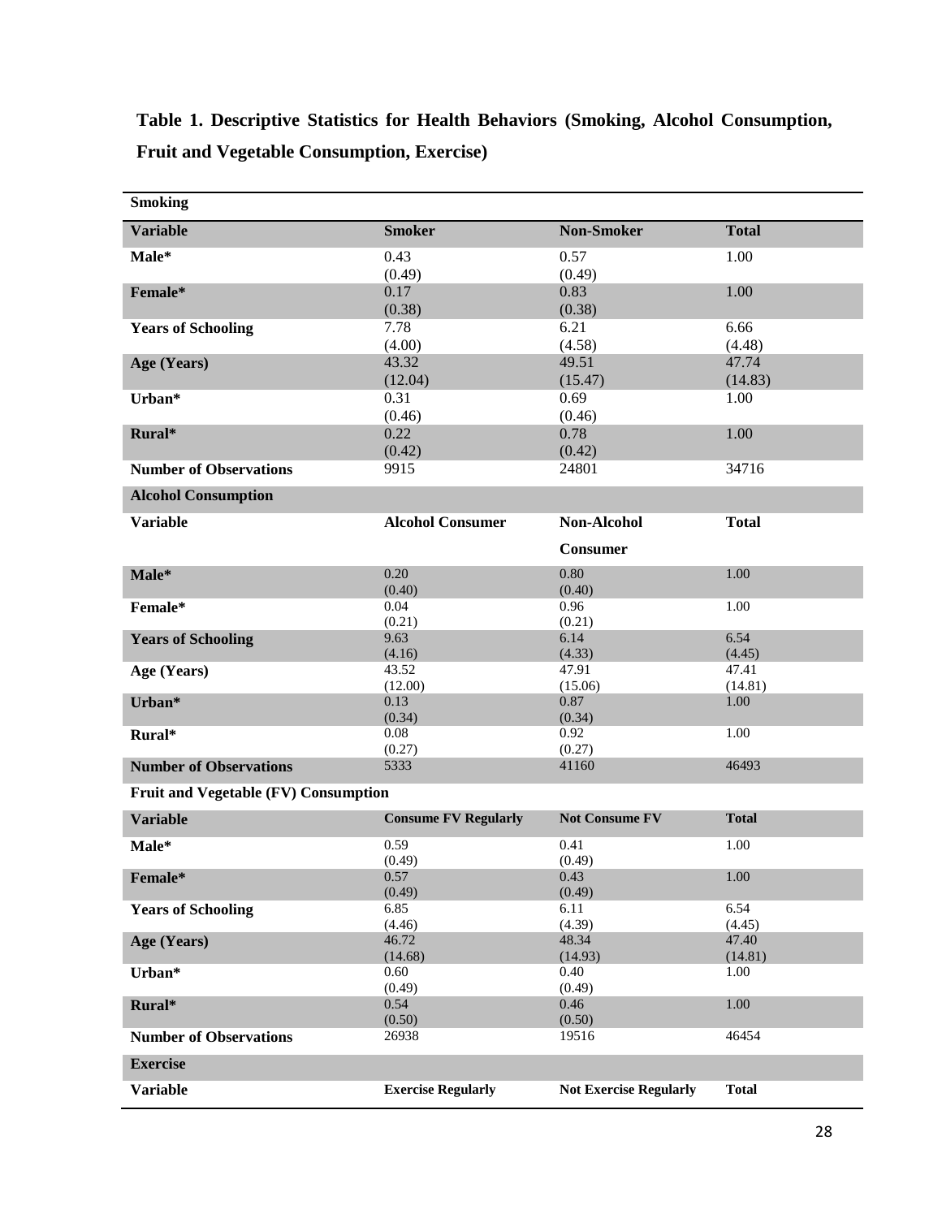**Table 1. Descriptive Statistics for Health Behaviors (Smoking, Alcohol Consumption, Fruit and Vegetable Consumption, Exercise)**

| **Smoking** | | | |
|---|---|---|---|
| **Variable** | **Smoker** | **Non-Smoker** | **Total** |
| **Male*** | 0.43<br>(0.49) | 0.57<br>(0.49) | 1.00 |
| **Female*** | 0.17<br>(0.38) | 0.83<br>(0.38) | 1.00 |
| **Years of Schooling** | 7.78<br>(4.00) | 6.21<br>(4.58) | 6.66<br>(4.48) |
| **Age (Years)** | 43.32<br>(12.04) | 49.51<br>(15.47) | 47.74<br>(14.83) |
| **Urban*** | 0.31<br>(0.46) | 0.69<br>(0.46) | 1.00 |
| **Rural*** | 0.22<br>(0.42) | 0.78<br>(0.42) | 1.00 |
| **Number of Observations** | 9915 | 24801 | 34716 |
| **Alcohol Consumption** | | | |
| **Variable** | **Alcohol Consumer** | **Non-Alcohol Consumer** | **Total** |
| **Male*** | 0.20<br>(0.40) | 0.80<br>(0.40) | 1.00 |
| **Female*** | 0.04<br>(0.21) | 0.96<br>(0.21) | 1.00 |
| **Years of Schooling** | 9.63<br>(4.16) | 6.14<br>(4.33) | 6.54<br>(4.45) |
| **Age (Years)** | 43.52<br>(12.00) | 47.91<br>(15.06) | 47.41<br>(14.81) |
| **Urban*** | 0.13<br>(0.34) | 0.87<br>(0.34) | 1.00 |
| **Rural*** | 0.08<br>(0.27) | 0.92<br>(0.27) | 1.00 |
| **Number of Observations** | 5333 | 41160 | 46493 |
| **Fruit and Vegetable (FV) Consumption** | | | |
| **Variable** | **Consume FV Regularly** | **Not Consume FV** | **Total** |
| **Male*** | 0.59<br>(0.49) | 0.41<br>(0.49) | 1.00 |
| **Female*** | 0.57<br>(0.49) | 0.43<br>(0.49) | 1.00 |
| **Years of Schooling** | 6.85<br>(4.46) | 6.11<br>(4.39) | 6.54<br>(4.45) |
| **Age (Years)** | 46.72<br>(14.68) | 48.34<br>(14.93) | 47.40<br>(14.81) |
| **Urban*** | 0.60<br>(0.49) | 0.40<br>(0.49) | 1.00 |
| **Rural*** | 0.54<br>(0.50) | 0.46<br>(0.50) | 1.00 |
| **Number of Observations** | 26938 | 19516 | 46454 |
| **Exercise** | | | |
| **Variable** | **Exercise Regularly** | **Not Exercise Regularly** | **Total** |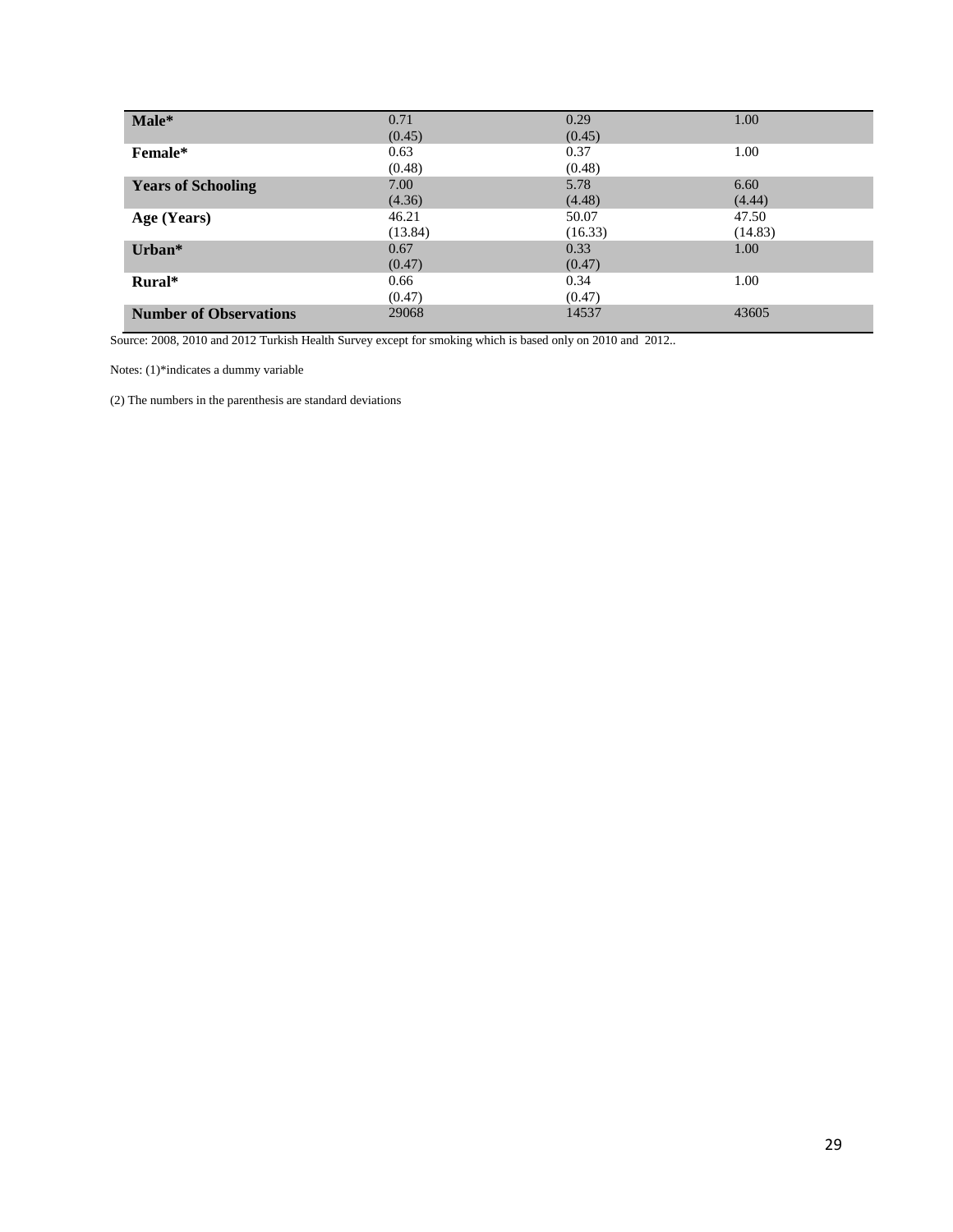| | | | |
|---|---|---|---|
| **Male*** | 0.71<br>(0.45) | 0.29<br>(0.45) | 1.00 |
| **Female*** | 0.63<br>(0.48) | 0.37<br>(0.48) | 1.00 |
| **Years of Schooling** | 7.00<br>(4.36) | 5.78<br>(4.48) | 6.60<br>(4.44) |
| **Age (Years)** | 46.21<br>(13.84) | 50.07<br>(16.33) | 47.50<br>(14.83) |
| **Urban*** | 0.67<br>(0.47) | 0.33<br>(0.47) | 1.00 |
| **Rural*** | 0.66<br>(0.47) | 0.34<br>(0.47) | 1.00 |
| **Number of Observations** | 29068 | 14537 | 43605 |

Source: 2008, 2010 and 2012 Turkish Health Survey except for smoking which is based only on 2010 and 2012..

Notes: (1)*indicates a dummy variable

(2) The numbers in the parenthesis are standard deviations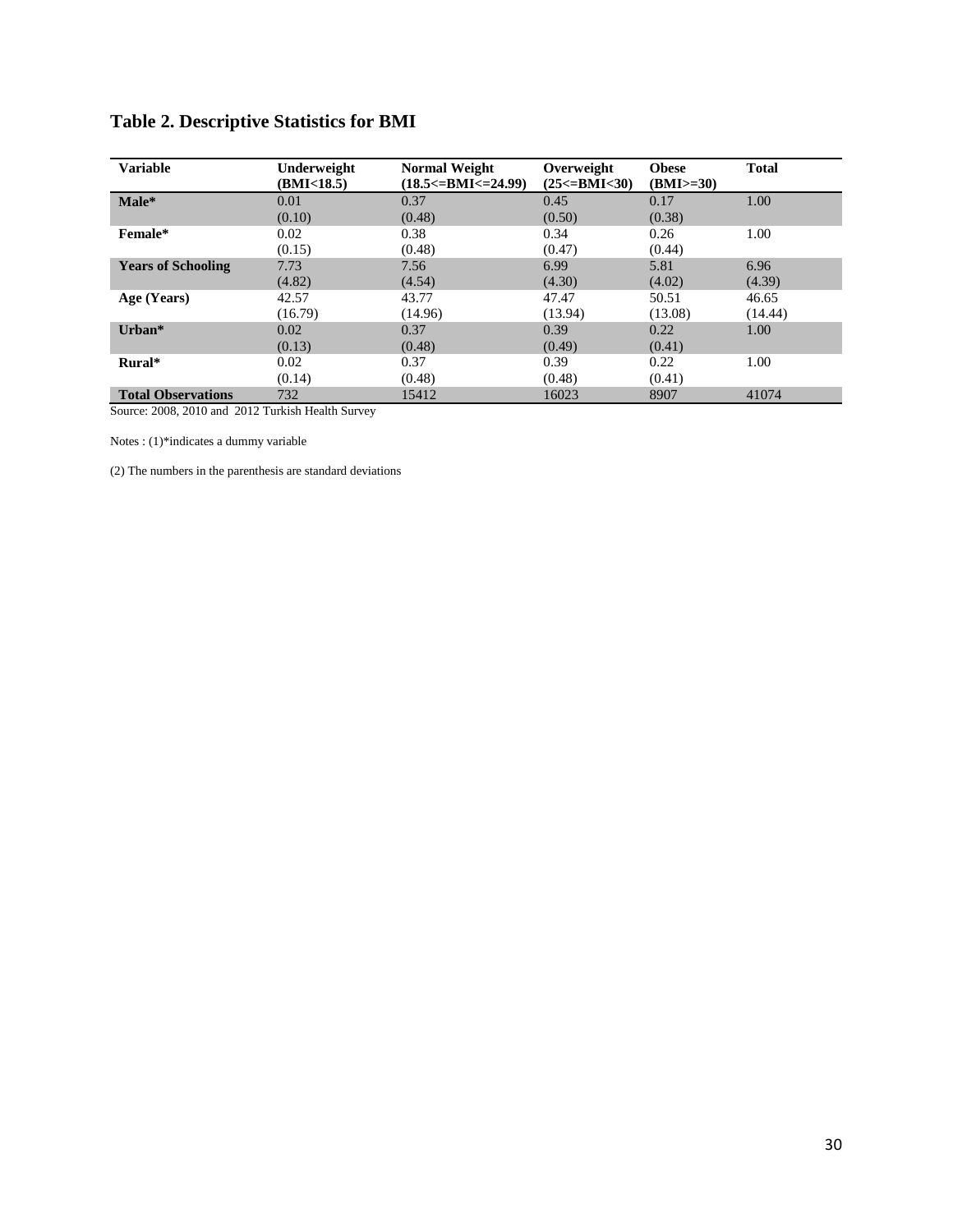## Table 2. Descriptive Statistics for BMI

| Variable | Underweight (BMI<18.5) | Normal Weight (18.5<=BMI<=24.99) | Overweight (25<=BMI<30) | Obese (BMI>=30) | Total |
|---|---|---|---|---|---|
| **Male*** | 0.01 | 0.37 | 0.45 | 0.17 | 1.00 |
| | (0.10) | (0.48) | (0.50) | (0.38) | |
| **Female*** | 0.02 | 0.38 | 0.34 | 0.26 | 1.00 |
| | (0.15) | (0.48) | (0.47) | (0.44) | |
| **Years of Schooling** | 7.73 | 7.56 | 6.99 | 5.81 | 6.96 |
| | (4.82) | (4.54) | (4.30) | (4.02) | (4.39) |
| **Age (Years)** | 42.57 | 43.77 | 47.47 | 50.51 | 46.65 |
| | (16.79) | (14.96) | (13.94) | (13.08) | (14.44) |
| **Urban*** | 0.02 | 0.37 | 0.39 | 0.22 | 1.00 |
| | (0.13) | (0.48) | (0.49) | (0.41) | |
| **Rural*** | 0.02 | 0.37 | 0.39 | 0.22 | 1.00 |
| | (0.14) | (0.48) | (0.48) | (0.41) | |
| **Total Observations** | 732 | 15412 | 16023 | 8907 | 41074 |

Source: 2008, 2010 and 2012 Turkish Health Survey

Notes : (1)*indicates a dummy variable

(2) The numbers in the parenthesis are standard deviations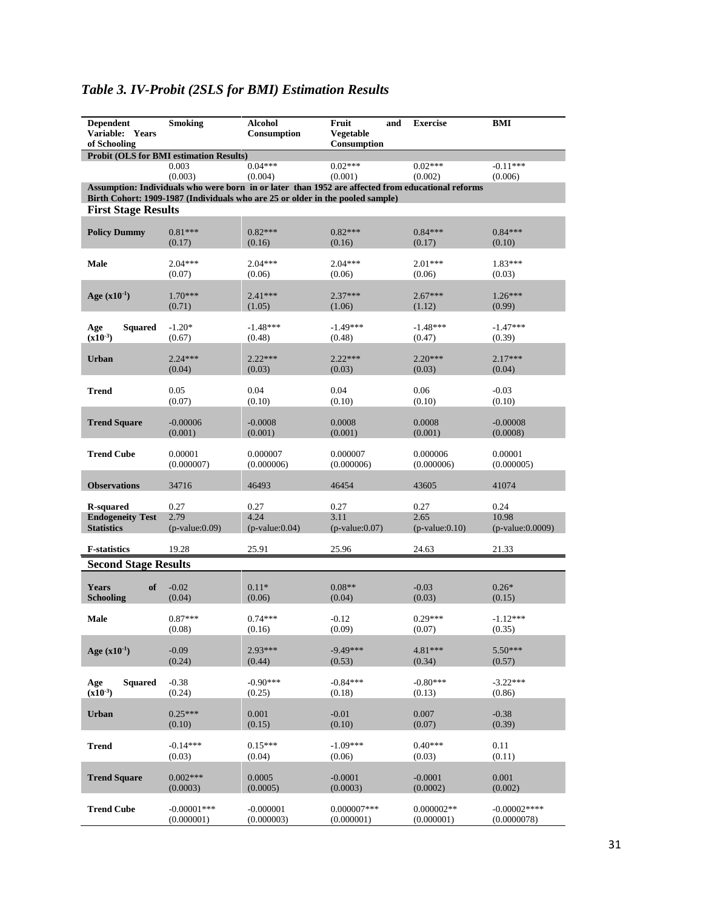# *Table 3. IV-Probit (2SLS for BMI) Estimation Results*

| Dependent Variable: Years of Schooling | Smoking | Alcohol Consumption | Fruit and Vegetable Consumption | Exercise | BMI |
|---|---|---|---|---|---|
| **Probit (OLS for BMI estimation Results)** | | | | | |
| | 0.003 (0.003) | 0.04*** (0.004) | 0.02*** (0.001) | 0.02*** (0.002) | -0.11*** (0.006) |
| **Assumption: Individuals who were born in or later than 1952 are affected from educational reforms Birth Cohort: 1909-1987 (Individuals who are 25 or older in the pooled sample)** | | | | | |
| **First Stage Results** | | | | | |
| **Policy Dummy** | 0.81*** (0.17) | 0.82*** (0.16) | 0.82*** (0.16) | 0.84*** (0.17) | 0.84*** (0.10) |
| **Male** | 2.04*** (0.07) | 2.04*** (0.06) | 2.04*** (0.06) | 2.01*** (0.06) | 1.83*** (0.03) |
| **Age ($x10^{-1}$)** | 1.70*** (0.71) | 2.41*** (1.05) | 2.37*** (1.06) | 2.67*** (1.12) | 1.26*** (0.99) |
| **Age Squared ($x10^{-3}$)** | -1.20* (0.67) | -1.48*** (0.48) | -1.49*** (0.48) | -1.48*** (0.47) | -1.47*** (0.39) |
| **Urban** | 2.24*** (0.04) | 2.22*** (0.03) | 2.22*** (0.03) | 2.20*** (0.03) | 2.17*** (0.04) |
| **Trend** | 0.05 (0.07) | 0.04 (0.10) | 0.04 (0.10) | 0.06 (0.10) | -0.03 (0.10) |
| **Trend Square** | -0.00006 (0.001) | -0.0008 (0.001) | 0.0008 (0.001) | 0.0008 (0.001) | -0.00008 (0.0008) |
| **Trend Cube** | 0.00001 (0.000007) | 0.000007 (0.000006) | 0.000007 (0.000006) | 0.000006 (0.000006) | 0.00001 (0.000005) |
| **Observations** | 34716 | 46493 | 46454 | 43605 | 41074 |
| **R-squared** | 0.27 | 0.27 | 0.27 | 0.27 | 0.24 |
| **Endogeneity Test Statistics** | 2.79 (p-value:0.09) | 4.24 (p-value:0.04) | 3.11 (p-value:0.07) | 2.65 (p-value:0.10) | 10.98 (p-value:0.0009) |
| **F-statistics** | 19.28 | 25.91 | 25.96 | 24.63 | 21.33 |
| **Second Stage Results** | | | | | |
| **Years of Schooling** | -0.02 (0.04) | 0.11* (0.06) | 0.08** (0.04) | -0.03 (0.03) | 0.26* (0.15) |
| **Male** | 0.87*** (0.08) | 0.74*** (0.16) | -0.12 (0.09) | 0.29*** (0.07) | -1.12*** (0.35) |
| **Age ($x10^{-1}$)** | -0.09 (0.24) | 2.93*** (0.44) | -9.49*** (0.53) | 4.81*** (0.34) | 5.50*** (0.57) |
| **Age Squared ($x10^{-3}$)** | -0.38 (0.24) | -0.90*** (0.25) | -0.84*** (0.18) | -0.80*** (0.13) | -3.22*** (0.86) |
| **Urban** | 0.25*** (0.10) | 0.001 (0.15) | -0.01 (0.10) | 0.007 (0.07) | -0.38 (0.39) |
| **Trend** | -0.14*** (0.03) | 0.15*** (0.04) | -1.09*** (0.06) | 0.40*** (0.03) | 0.11 (0.11) |
| **Trend Square** | 0.002*** (0.0003) | 0.0005 (0.0005) | -0.0001 (0.0003) | -0.0001 (0.0002) | 0.001 (0.002) |
| **Trend Cube** | -0.00001*** (0.000001) | -0.000001 (0.000003) | 0.000007*** (0.000001) | 0.000002** (0.000001) | -0.00002**** (0.0000078) |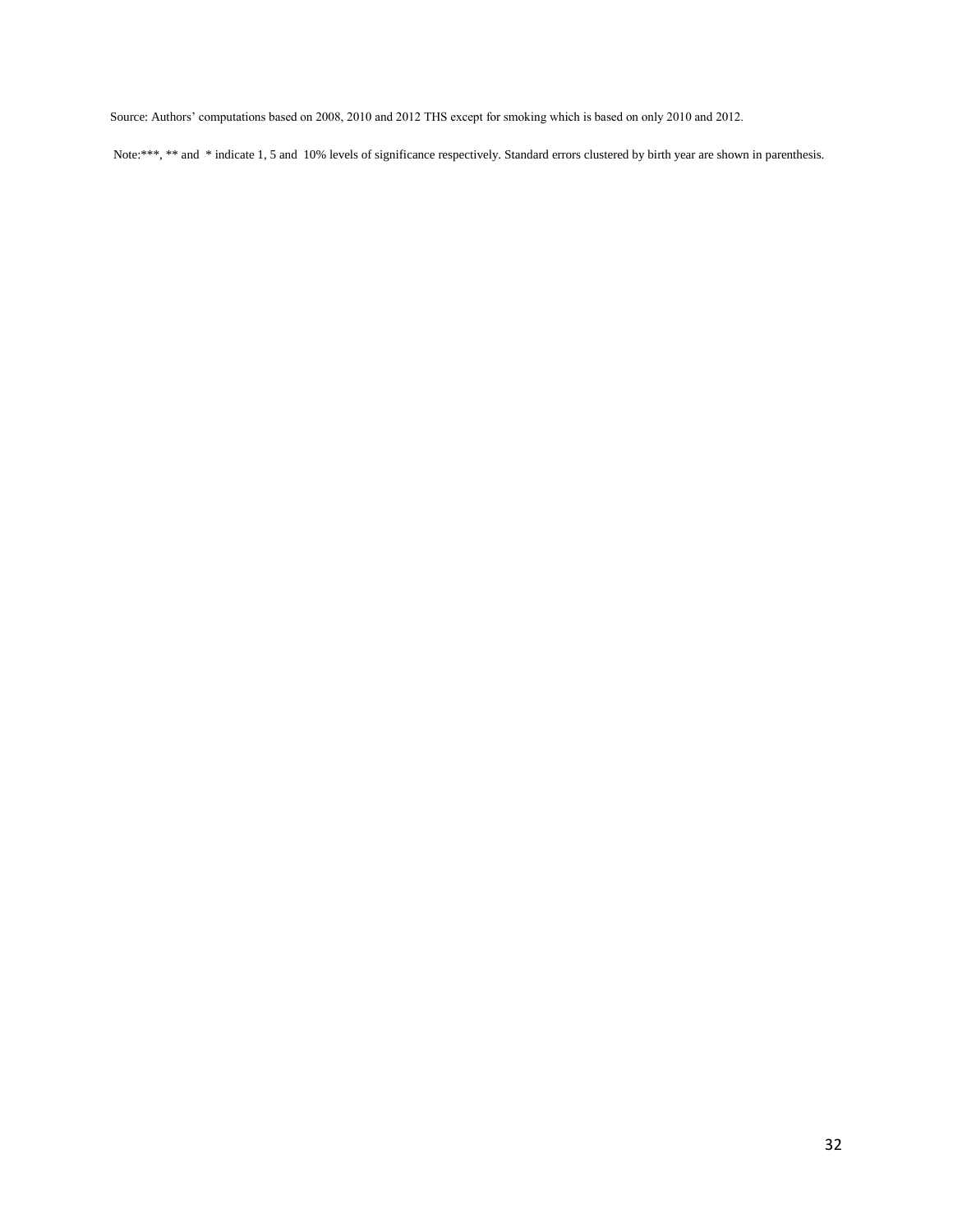Source: Authors' computations based on 2008, 2010 and 2012 THS except for smoking which is based on only 2010 and 2012.

Note:***, ** and * indicate 1, 5 and 10% levels of significance respectively. Standard errors clustered by birth year are shown in parenthesis.